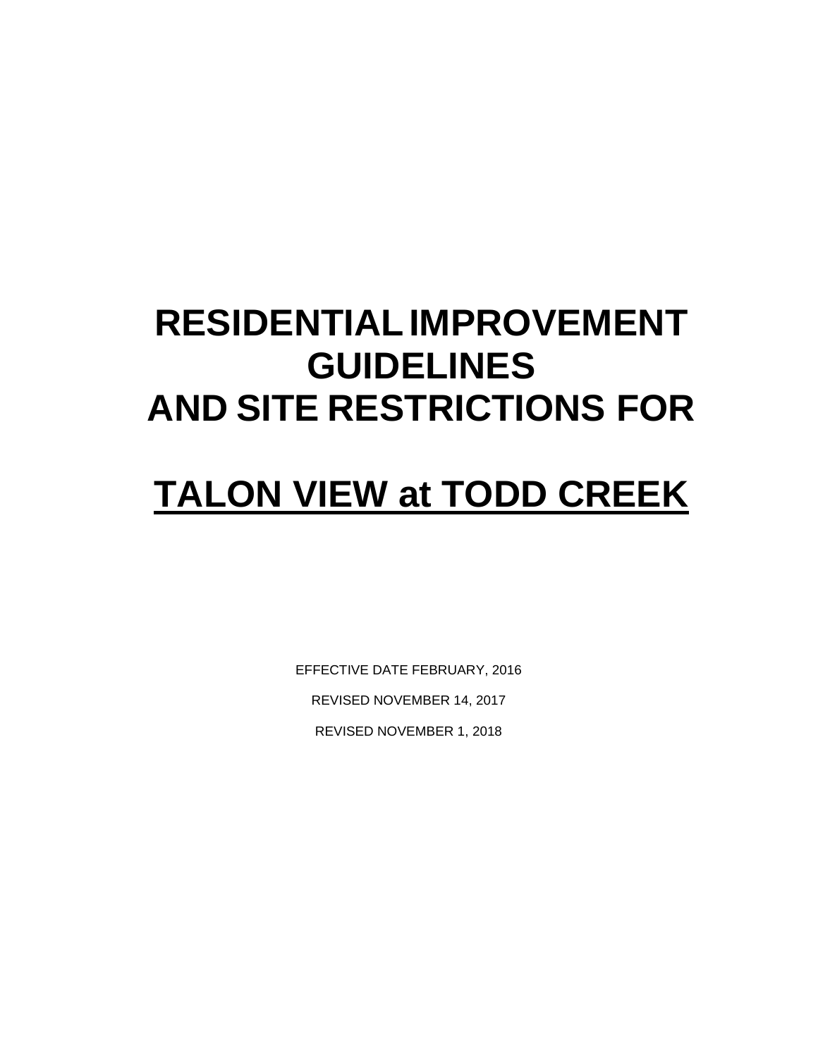# RESIDENTIAL IMPROVEMENT GUIDELINES AND SITE RESTRICTIONS FOR

# TALON VIEW at TODD CREEK

EFFECTIVE DATE FEBRUARY, 2016

REVISED NOVEMBER 14, 2017

REVISED NOVEMBER 1, 2018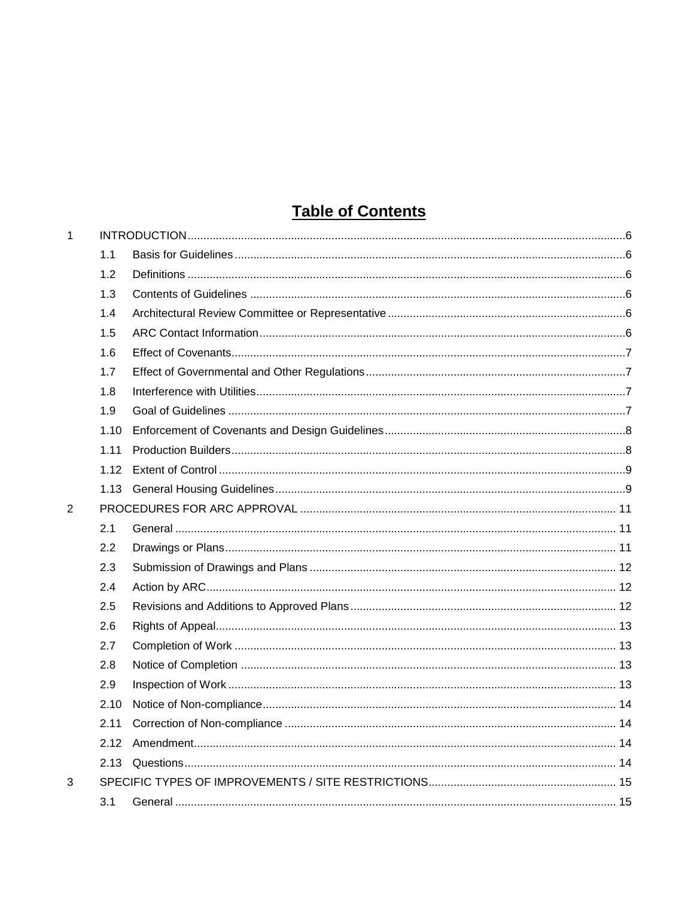# Table of Contents

| | | | |
|---|---|---|---|
| 1 | INTRODUCTION | | 6 |
| | 1.1 | Basis for Guidelines | 6 |
| | 1.2 | Definitions | 6 |
| | 1.3 | Contents of Guidelines | 6 |
| | 1.4 | Architectural Review Committee or Representative | 6 |
| | 1.5 | ARC Contact Information | 6 |
| | 1.6 | Effect of Covenants | 7 |
| | 1.7 | Effect of Governmental and Other Regulations | 7 |
| | 1.8 | Interference with Utilities | 7 |
| | 1.9 | Goal of Guidelines | 7 |
| | 1.10 | Enforcement of Covenants and Design Guidelines | 8 |
| | 1.11 | Production Builders | 8 |
| | 1.12 | Extent of Control | 9 |
| | 1.13 | General Housing Guidelines | 9 |
| 2 | PROCEDURES FOR ARC APPROVAL | | 11 |
| | 2.1 | General | 11 |
| | 2.2 | Drawings or Plans | 11 |
| | 2.3 | Submission of Drawings and Plans | 12 |
| | 2.4 | Action by ARC | 12 |
| | 2.5 | Revisions and Additions to Approved Plans | 12 |
| | 2.6 | Rights of Appeal | 13 |
| | 2.7 | Completion of Work | 13 |
| | 2.8 | Notice of Completion | 13 |
| | 2.9 | Inspection of Work | 13 |
| | 2.10 | Notice of Non-compliance | 14 |
| | 2.11 | Correction of Non-compliance | 14 |
| | 2.12 | Amendment | 14 |
| | 2.13 | Questions | 14 |
| 3 | SPECIFIC TYPES OF IMPROVEMENTS / SITE RESTRICTIONS | | 15 |
| | 3.1 | General | 15 |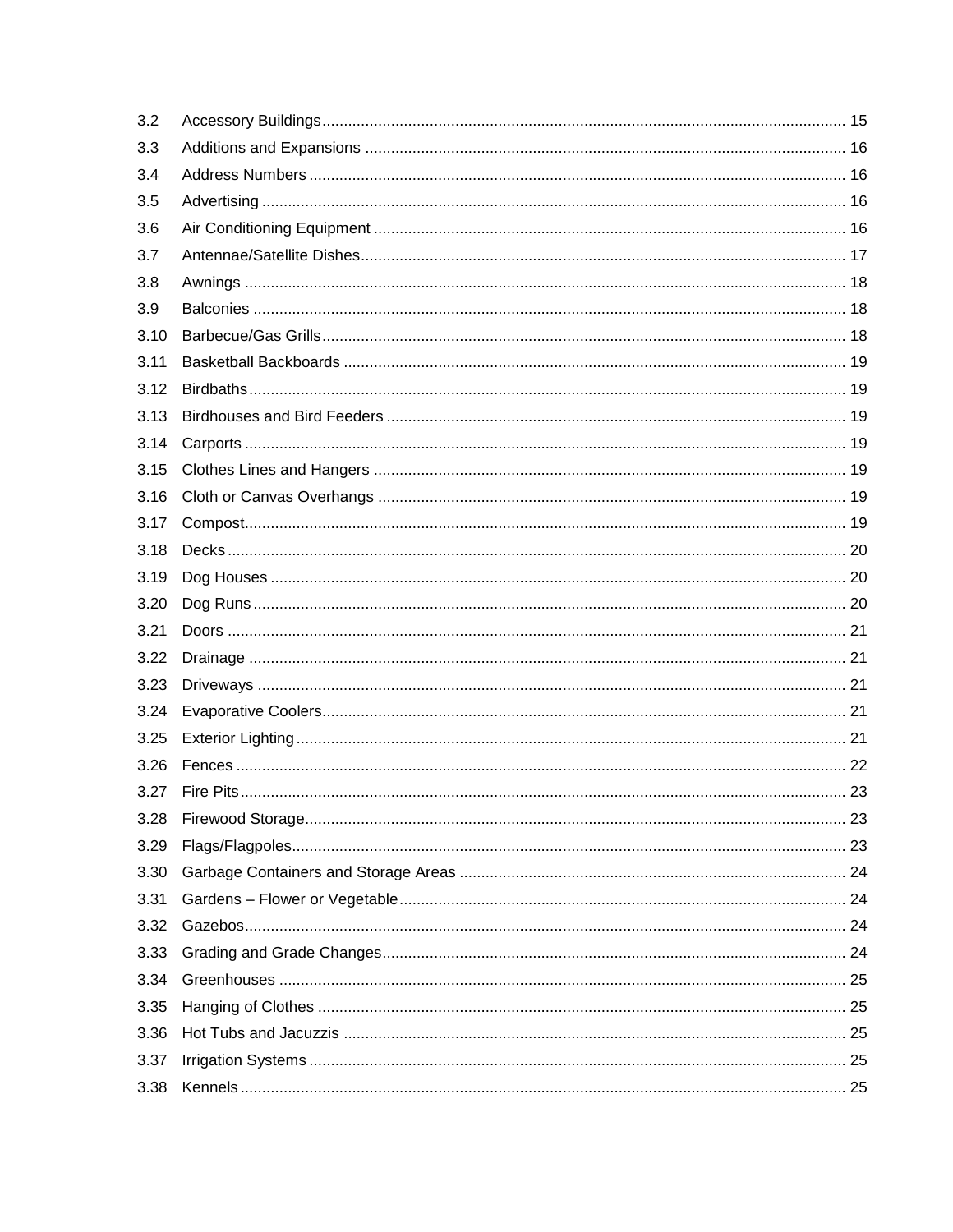3.2 Accessory Buildings ........ 15
3.3 Additions and Expansions ........ 16
3.4 Address Numbers ........ 16
3.5 Advertising ........ 16
3.6 Air Conditioning Equipment ........ 16
3.7 Antennae/Satellite Dishes ........ 17
3.8 Awnings ........ 18
3.9 Balconies ........ 18
3.10 Barbecue/Gas Grills ........ 18
3.11 Basketball Backboards ........ 19
3.12 Birdbaths ........ 19
3.13 Birdhouses and Bird Feeders ........ 19
3.14 Carports ........ 19
3.15 Clothes Lines and Hangers ........ 19
3.16 Cloth or Canvas Overhangs ........ 19
3.17 Compost ........ 19
3.18 Decks ........ 20
3.19 Dog Houses ........ 20
3.20 Dog Runs ........ 20
3.21 Doors ........ 21
3.22 Drainage ........ 21
3.23 Driveways ........ 21
3.24 Evaporative Coolers ........ 21
3.25 Exterior Lighting ........ 21
3.26 Fences ........ 22
3.27 Fire Pits ........ 23
3.28 Firewood Storage ........ 23
3.29 Flags/Flagpoles ........ 23
3.30 Garbage Containers and Storage Areas ........ 24
3.31 Gardens – Flower or Vegetable ........ 24
3.32 Gazebos ........ 24
3.33 Grading and Grade Changes ........ 24
3.34 Greenhouses ........ 25
3.35 Hanging of Clothes ........ 25
3.36 Hot Tubs and Jacuzzis ........ 25
3.37 Irrigation Systems ........ 25
3.38 Kennels ........ 25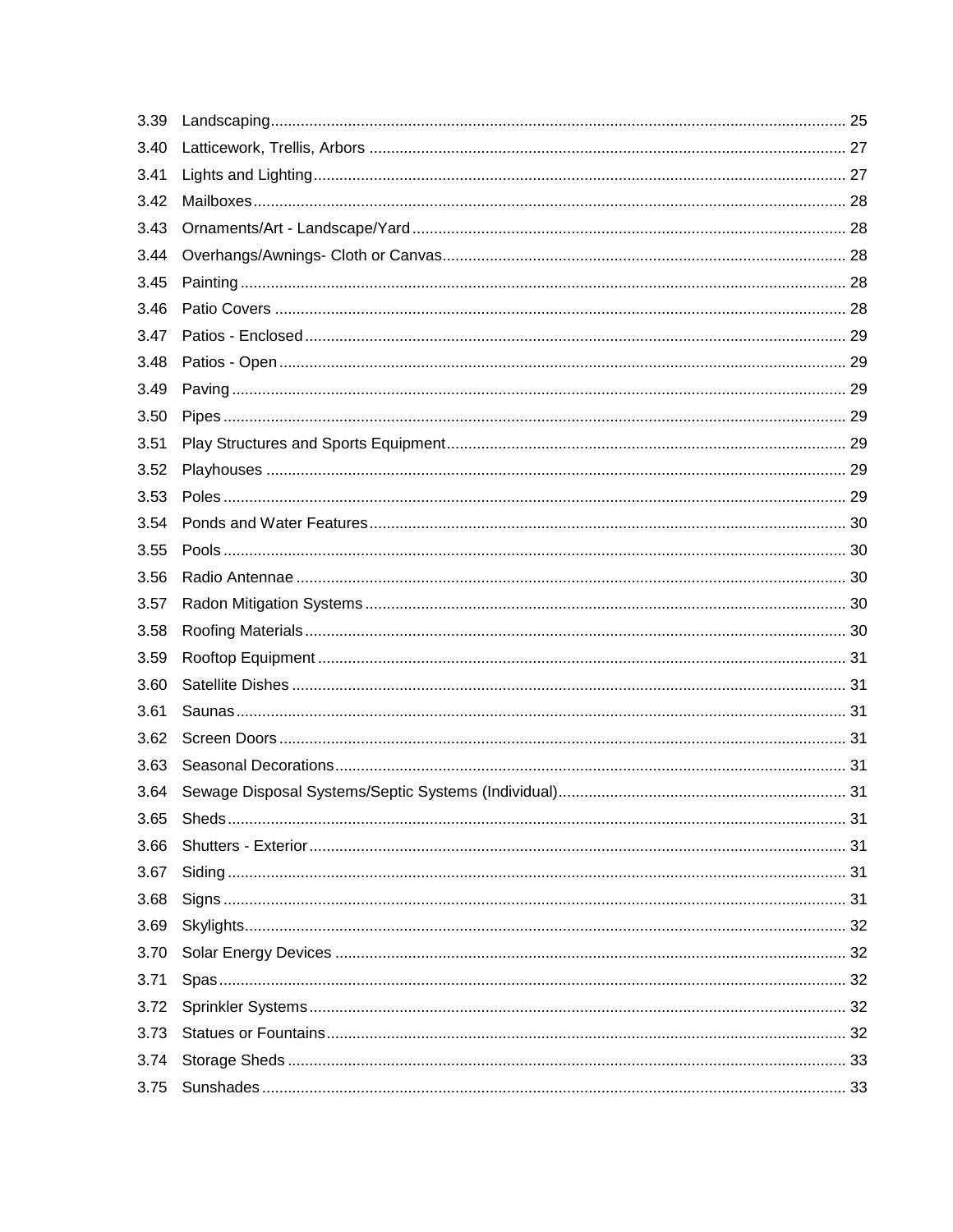| | | |
|---|---|---|
| 3.39 | Landscaping | 25 |
| 3.40 | Latticework, Trellis, Arbors | 27 |
| 3.41 | Lights and Lighting | 27 |
| 3.42 | Mailboxes | 28 |
| 3.43 | Ornaments/Art - Landscape/Yard | 28 |
| 3.44 | Overhangs/Awnings- Cloth or Canvas | 28 |
| 3.45 | Painting | 28 |
| 3.46 | Patio Covers | 28 |
| 3.47 | Patios - Enclosed | 29 |
| 3.48 | Patios - Open | 29 |
| 3.49 | Paving | 29 |
| 3.50 | Pipes | 29 |
| 3.51 | Play Structures and Sports Equipment | 29 |
| 3.52 | Playhouses | 29 |
| 3.53 | Poles | 29 |
| 3.54 | Ponds and Water Features | 30 |
| 3.55 | Pools | 30 |
| 3.56 | Radio Antennae | 30 |
| 3.57 | Radon Mitigation Systems | 30 |
| 3.58 | Roofing Materials | 30 |
| 3.59 | Rooftop Equipment | 31 |
| 3.60 | Satellite Dishes | 31 |
| 3.61 | Saunas | 31 |
| 3.62 | Screen Doors | 31 |
| 3.63 | Seasonal Decorations | 31 |
| 3.64 | Sewage Disposal Systems/Septic Systems (Individual) | 31 |
| 3.65 | Sheds | 31 |
| 3.66 | Shutters - Exterior | 31 |
| 3.67 | Siding | 31 |
| 3.68 | Signs | 31 |
| 3.69 | Skylights | 32 |
| 3.70 | Solar Energy Devices | 32 |
| 3.71 | Spas | 32 |
| 3.72 | Sprinkler Systems | 32 |
| 3.73 | Statues or Fountains | 32 |
| 3.74 | Storage Sheds | 33 |
| 3.75 | Sunshades | 33 |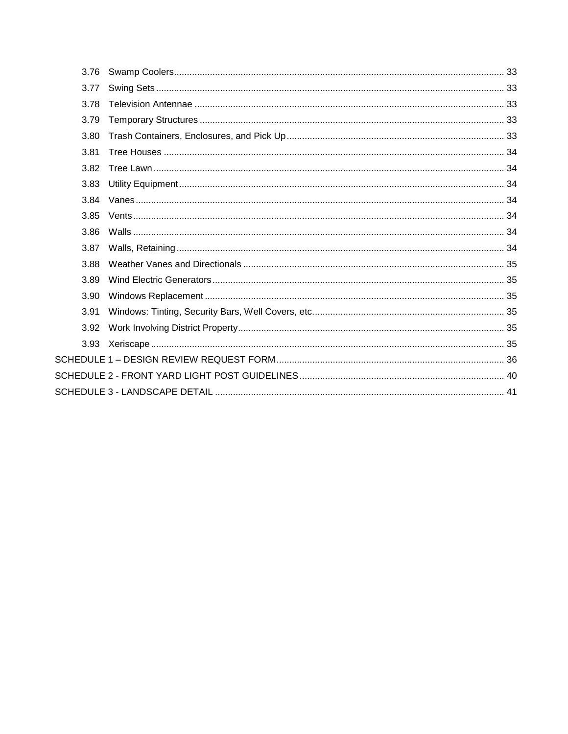| | | |
|---|---|---|
| 3.76 | Swamp Coolers | 33 |
| 3.77 | Swing Sets | 33 |
| 3.78 | Television Antennae | 33 |
| 3.79 | Temporary Structures | 33 |
| 3.80 | Trash Containers, Enclosures, and Pick Up | 33 |
| 3.81 | Tree Houses | 34 |
| 3.82 | Tree Lawn | 34 |
| 3.83 | Utility Equipment | 34 |
| 3.84 | Vanes | 34 |
| 3.85 | Vents | 34 |
| 3.86 | Walls | 34 |
| 3.87 | Walls, Retaining | 34 |
| 3.88 | Weather Vanes and Directionals | 35 |
| 3.89 | Wind Electric Generators | 35 |
| 3.90 | Windows Replacement | 35 |
| 3.91 | Windows: Tinting, Security Bars, Well Covers, etc. | 35 |
| 3.92 | Work Involving District Property | 35 |
| 3.93 | Xeriscape | 35 |
| SCHEDULE 1 – DESIGN REVIEW REQUEST FORM | | 36 |
| SCHEDULE 2 - FRONT YARD LIGHT POST GUIDELINES | | 40 |
| SCHEDULE 3 - LANDSCAPE DETAIL | | 41 |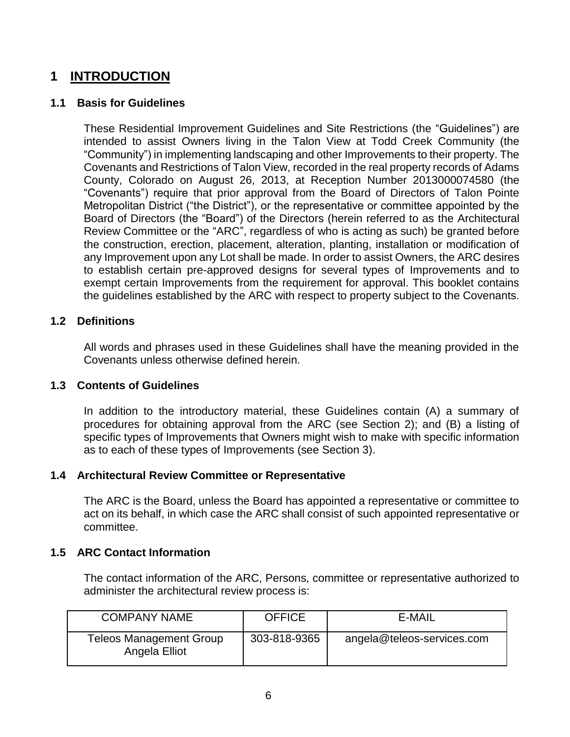# 1 INTRODUCTION

## 1.1 Basis for Guidelines

These Residential Improvement Guidelines and Site Restrictions (the "Guidelines") are intended to assist Owners living in the Talon View at Todd Creek Community (the "Community") in implementing landscaping and other Improvements to their property. The Covenants and Restrictions of Talon View, recorded in the real property records of Adams County, Colorado on August 26, 2013, at Reception Number 2013000074580 (the "Covenants") require that prior approval from the Board of Directors of Talon Pointe Metropolitan District ("the District"), or the representative or committee appointed by the Board of Directors (the "Board") of the Directors (herein referred to as the Architectural Review Committee or the "ARC", regardless of who is acting as such) be granted before the construction, erection, placement, alteration, planting, installation or modification of any Improvement upon any Lot shall be made. In order to assist Owners, the ARC desires to establish certain pre-approved designs for several types of Improvements and to exempt certain Improvements from the requirement for approval. This booklet contains the guidelines established by the ARC with respect to property subject to the Covenants.

## 1.2 Definitions

All words and phrases used in these Guidelines shall have the meaning provided in the Covenants unless otherwise defined herein.

## 1.3 Contents of Guidelines

In addition to the introductory material, these Guidelines contain (A) a summary of procedures for obtaining approval from the ARC (see Section 2); and (B) a listing of specific types of Improvements that Owners might wish to make with specific information as to each of these types of Improvements (see Section 3).

## 1.4 Architectural Review Committee or Representative

The ARC is the Board, unless the Board has appointed a representative or committee to act on its behalf, in which case the ARC shall consist of such appointed representative or committee.

## 1.5 ARC Contact Information

The contact information of the ARC, Persons, committee or representative authorized to administer the architectural review process is:

| COMPANY NAME | OFFICE | E-MAIL |
|---|---|---|
| Teleos Management Group<br>Angela Elliot | 303-818-9365 | angela@teleos-services.com |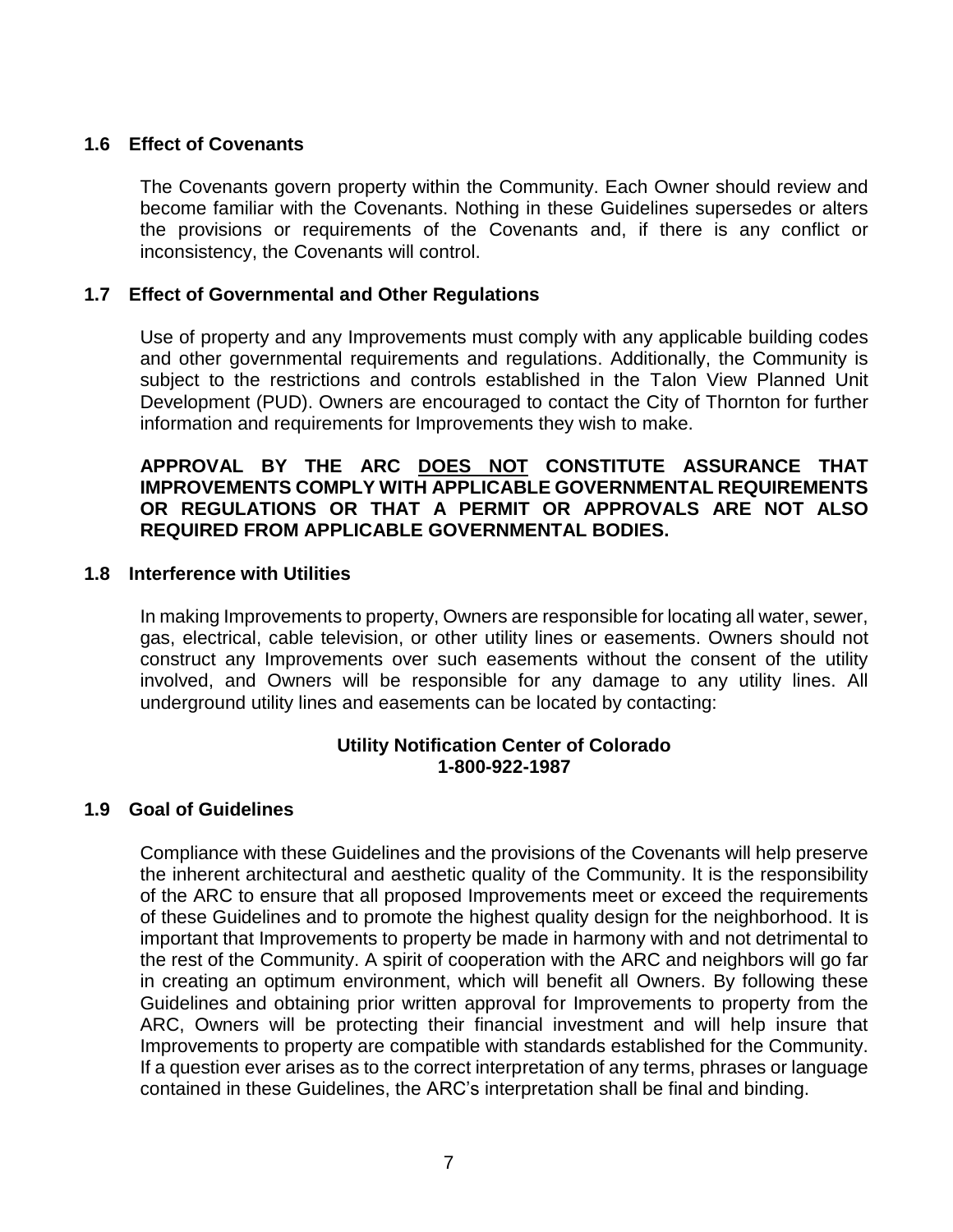### 1.6 Effect of Covenants

The Covenants govern property within the Community. Each Owner should review and become familiar with the Covenants. Nothing in these Guidelines supersedes or alters the provisions or requirements of the Covenants and, if there is any conflict or inconsistency, the Covenants will control.

### 1.7 Effect of Governmental and Other Regulations

Use of property and any Improvements must comply with any applicable building codes and other governmental requirements and regulations. Additionally, the Community is subject to the restrictions and controls established in the Talon View Planned Unit Development (PUD). Owners are encouraged to contact the City of Thornton for further information and requirements for Improvements they wish to make.

**APPROVAL BY THE ARC <u>DOES NOT</u> CONSTITUTE ASSURANCE THAT IMPROVEMENTS COMPLY WITH APPLICABLE GOVERNMENTAL REQUIREMENTS OR REGULATIONS OR THAT A PERMIT OR APPROVALS ARE NOT ALSO REQUIRED FROM APPLICABLE GOVERNMENTAL BODIES.**

### 1.8 Interference with Utilities

In making Improvements to property, Owners are responsible for locating all water, sewer, gas, electrical, cable television, or other utility lines or easements. Owners should not construct any Improvements over such easements without the consent of the utility involved, and Owners will be responsible for any damage to any utility lines. All underground utility lines and easements can be located by contacting:

**Utility Notification Center of Colorado**
**1-800-922-1987**

### 1.9 Goal of Guidelines

Compliance with these Guidelines and the provisions of the Covenants will help preserve the inherent architectural and aesthetic quality of the Community. It is the responsibility of the ARC to ensure that all proposed Improvements meet or exceed the requirements of these Guidelines and to promote the highest quality design for the neighborhood. It is important that Improvements to property be made in harmony with and not detrimental to the rest of the Community. A spirit of cooperation with the ARC and neighbors will go far in creating an optimum environment, which will benefit all Owners. By following these Guidelines and obtaining prior written approval for Improvements to property from the ARC, Owners will be protecting their financial investment and will help insure that Improvements to property are compatible with standards established for the Community. If a question ever arises as to the correct interpretation of any terms, phrases or language contained in these Guidelines, the ARC's interpretation shall be final and binding.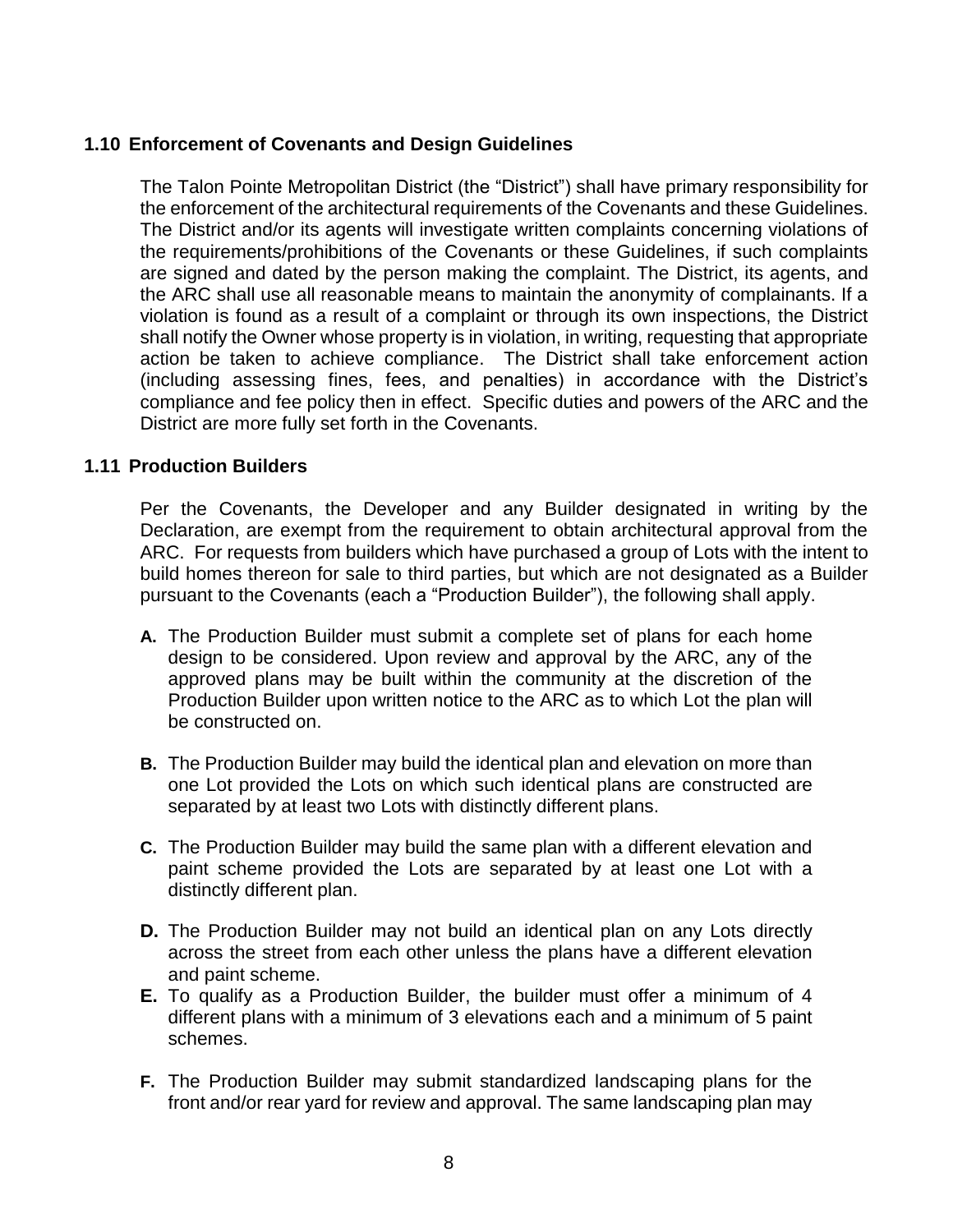### 1.10 Enforcement of Covenants and Design Guidelines

The Talon Pointe Metropolitan District (the "District") shall have primary responsibility for the enforcement of the architectural requirements of the Covenants and these Guidelines. The District and/or its agents will investigate written complaints concerning violations of the requirements/prohibitions of the Covenants or these Guidelines, if such complaints are signed and dated by the person making the complaint. The District, its agents, and the ARC shall use all reasonable means to maintain the anonymity of complainants. If a violation is found as a result of a complaint or through its own inspections, the District shall notify the Owner whose property is in violation, in writing, requesting that appropriate action be taken to achieve compliance. The District shall take enforcement action (including assessing fines, fees, and penalties) in accordance with the District's compliance and fee policy then in effect. Specific duties and powers of the ARC and the District are more fully set forth in the Covenants.

### 1.11 Production Builders

Per the Covenants, the Developer and any Builder designated in writing by the Declaration, are exempt from the requirement to obtain architectural approval from the ARC. For requests from builders which have purchased a group of Lots with the intent to build homes thereon for sale to third parties, but which are not designated as a Builder pursuant to the Covenants (each a "Production Builder"), the following shall apply.

**A.** The Production Builder must submit a complete set of plans for each home design to be considered. Upon review and approval by the ARC, any of the approved plans may be built within the community at the discretion of the Production Builder upon written notice to the ARC as to which Lot the plan will be constructed on.

**B.** The Production Builder may build the identical plan and elevation on more than one Lot provided the Lots on which such identical plans are constructed are separated by at least two Lots with distinctly different plans.

**C.** The Production Builder may build the same plan with a different elevation and paint scheme provided the Lots are separated by at least one Lot with a distinctly different plan.

**D.** The Production Builder may not build an identical plan on any Lots directly across the street from each other unless the plans have a different elevation and paint scheme.

**E.** To qualify as a Production Builder, the builder must offer a minimum of 4 different plans with a minimum of 3 elevations each and a minimum of 5 paint schemes.

**F.** The Production Builder may submit standardized landscaping plans for the front and/or rear yard for review and approval. The same landscaping plan may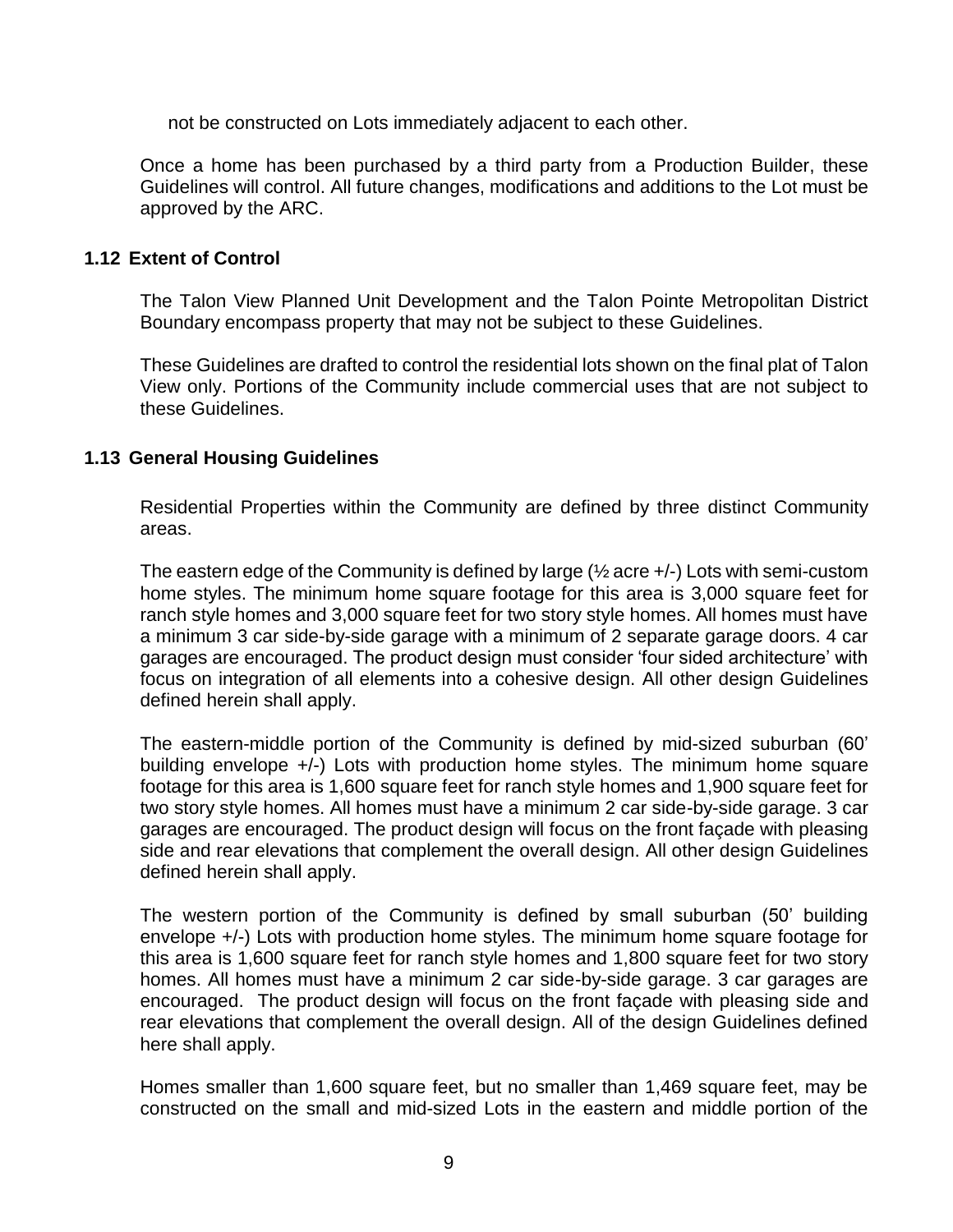not be constructed on Lots immediately adjacent to each other.

Once a home has been purchased by a third party from a Production Builder, these Guidelines will control. All future changes, modifications and additions to the Lot must be approved by the ARC.

### 1.12 Extent of Control

The Talon View Planned Unit Development and the Talon Pointe Metropolitan District Boundary encompass property that may not be subject to these Guidelines.

These Guidelines are drafted to control the residential lots shown on the final plat of Talon View only. Portions of the Community include commercial uses that are not subject to these Guidelines.

### 1.13 General Housing Guidelines

Residential Properties within the Community are defined by three distinct Community areas.

The eastern edge of the Community is defined by large (½ acre +/-) Lots with semi-custom home styles. The minimum home square footage for this area is 3,000 square feet for ranch style homes and 3,000 square feet for two story style homes. All homes must have a minimum 3 car side-by-side garage with a minimum of 2 separate garage doors. 4 car garages are encouraged. The product design must consider 'four sided architecture' with focus on integration of all elements into a cohesive design. All other design Guidelines defined herein shall apply.

The eastern-middle portion of the Community is defined by mid-sized suburban (60' building envelope +/-) Lots with production home styles. The minimum home square footage for this area is 1,600 square feet for ranch style homes and 1,900 square feet for two story style homes. All homes must have a minimum 2 car side-by-side garage. 3 car garages are encouraged. The product design will focus on the front façade with pleasing side and rear elevations that complement the overall design. All other design Guidelines defined herein shall apply.

The western portion of the Community is defined by small suburban (50' building envelope +/-) Lots with production home styles. The minimum home square footage for this area is 1,600 square feet for ranch style homes and 1,800 square feet for two story homes. All homes must have a minimum 2 car side-by-side garage. 3 car garages are encouraged. The product design will focus on the front façade with pleasing side and rear elevations that complement the overall design. All of the design Guidelines defined here shall apply.

Homes smaller than 1,600 square feet, but no smaller than 1,469 square feet, may be constructed on the small and mid-sized Lots in the eastern and middle portion of the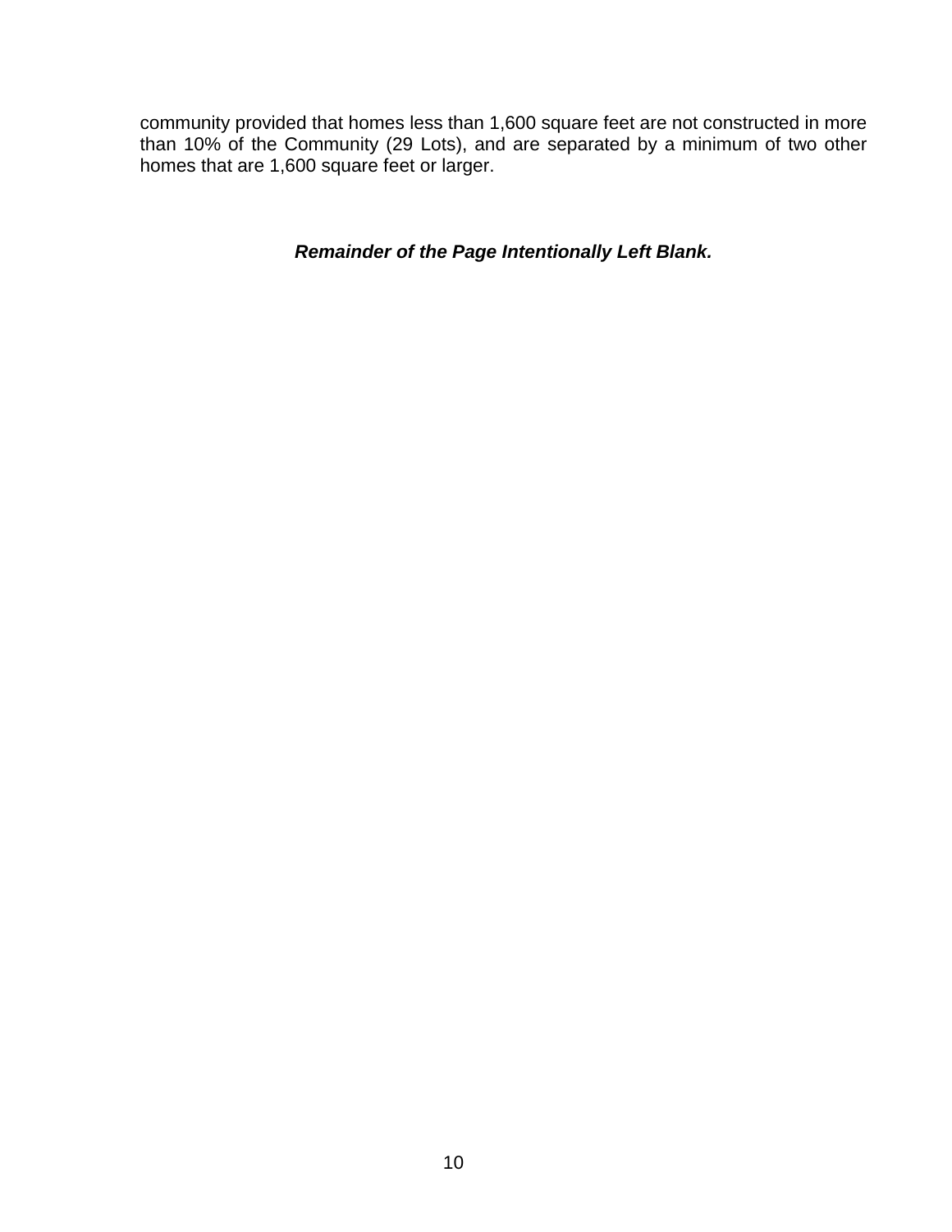community provided that homes less than 1,600 square feet are not constructed in more than 10% of the Community (29 Lots), and are separated by a minimum of two other homes that are 1,600 square feet or larger.

***Remainder of the Page Intentionally Left Blank.***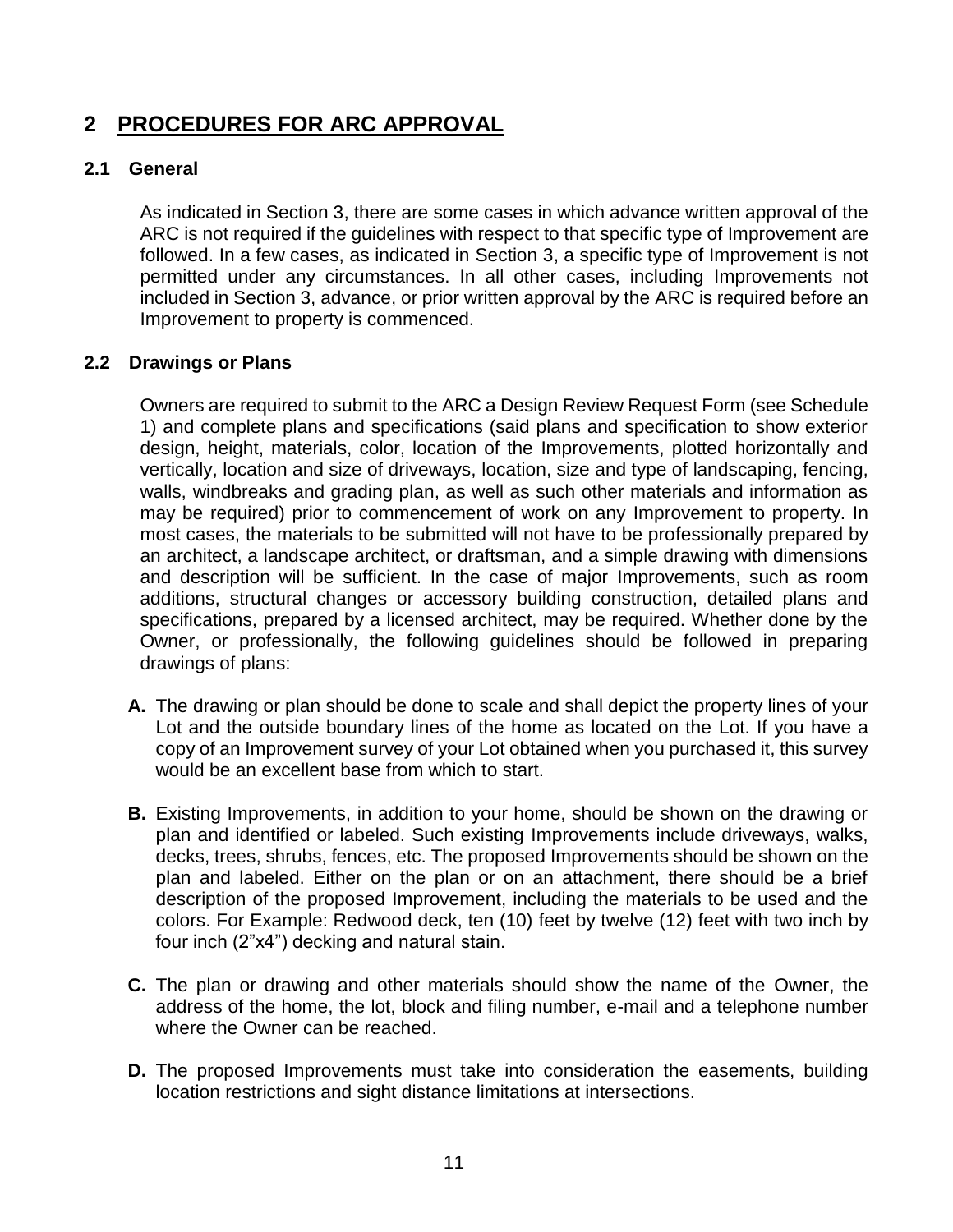# 2 PROCEDURES FOR ARC APPROVAL

## 2.1 General

As indicated in Section 3, there are some cases in which advance written approval of the ARC is not required if the guidelines with respect to that specific type of Improvement are followed. In a few cases, as indicated in Section 3, a specific type of Improvement is not permitted under any circumstances. In all other cases, including Improvements not included in Section 3, advance, or prior written approval by the ARC is required before an Improvement to property is commenced.

## 2.2 Drawings or Plans

Owners are required to submit to the ARC a Design Review Request Form (see Schedule 1) and complete plans and specifications (said plans and specification to show exterior design, height, materials, color, location of the Improvements, plotted horizontally and vertically, location and size of driveways, location, size and type of landscaping, fencing, walls, windbreaks and grading plan, as well as such other materials and information as may be required) prior to commencement of work on any Improvement to property. In most cases, the materials to be submitted will not have to be professionally prepared by an architect, a landscape architect, or draftsman, and a simple drawing with dimensions and description will be sufficient. In the case of major Improvements, such as room additions, structural changes or accessory building construction, detailed plans and specifications, prepared by a licensed architect, may be required. Whether done by the Owner, or professionally, the following guidelines should be followed in preparing drawings of plans:

**A.** The drawing or plan should be done to scale and shall depict the property lines of your Lot and the outside boundary lines of the home as located on the Lot. If you have a copy of an Improvement survey of your Lot obtained when you purchased it, this survey would be an excellent base from which to start.

**B.** Existing Improvements, in addition to your home, should be shown on the drawing or plan and identified or labeled. Such existing Improvements include driveways, walks, decks, trees, shrubs, fences, etc. The proposed Improvements should be shown on the plan and labeled. Either on the plan or on an attachment, there should be a brief description of the proposed Improvement, including the materials to be used and the colors. For Example: Redwood deck, ten (10) feet by twelve (12) feet with two inch by four inch (2"x4") decking and natural stain.

**C.** The plan or drawing and other materials should show the name of the Owner, the address of the home, the lot, block and filing number, e-mail and a telephone number where the Owner can be reached.

**D.** The proposed Improvements must take into consideration the easements, building location restrictions and sight distance limitations at intersections.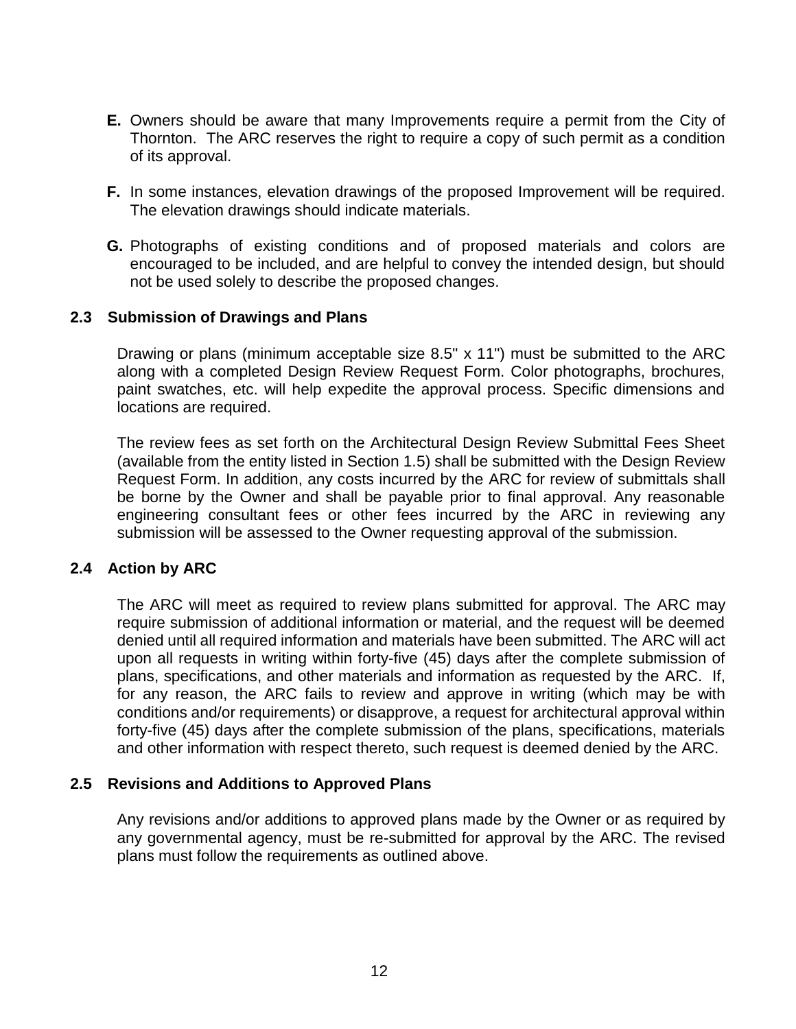**E.** Owners should be aware that many Improvements require a permit from the City of Thornton. The ARC reserves the right to require a copy of such permit as a condition of its approval.

**F.** In some instances, elevation drawings of the proposed Improvement will be required. The elevation drawings should indicate materials.

**G.** Photographs of existing conditions and of proposed materials and colors are encouraged to be included, and are helpful to convey the intended design, but should not be used solely to describe the proposed changes.

### 2.3 Submission of Drawings and Plans

Drawing or plans (minimum acceptable size 8.5" x 11") must be submitted to the ARC along with a completed Design Review Request Form. Color photographs, brochures, paint swatches, etc. will help expedite the approval process. Specific dimensions and locations are required.

The review fees as set forth on the Architectural Design Review Submittal Fees Sheet (available from the entity listed in Section 1.5) shall be submitted with the Design Review Request Form. In addition, any costs incurred by the ARC for review of submittals shall be borne by the Owner and shall be payable prior to final approval. Any reasonable engineering consultant fees or other fees incurred by the ARC in reviewing any submission will be assessed to the Owner requesting approval of the submission.

### 2.4 Action by ARC

The ARC will meet as required to review plans submitted for approval. The ARC may require submission of additional information or material, and the request will be deemed denied until all required information and materials have been submitted. The ARC will act upon all requests in writing within forty-five (45) days after the complete submission of plans, specifications, and other materials and information as requested by the ARC. If, for any reason, the ARC fails to review and approve in writing (which may be with conditions and/or requirements) or disapprove, a request for architectural approval within forty-five (45) days after the complete submission of the plans, specifications, materials and other information with respect thereto, such request is deemed denied by the ARC.

### 2.5 Revisions and Additions to Approved Plans

Any revisions and/or additions to approved plans made by the Owner or as required by any governmental agency, must be re-submitted for approval by the ARC. The revised plans must follow the requirements as outlined above.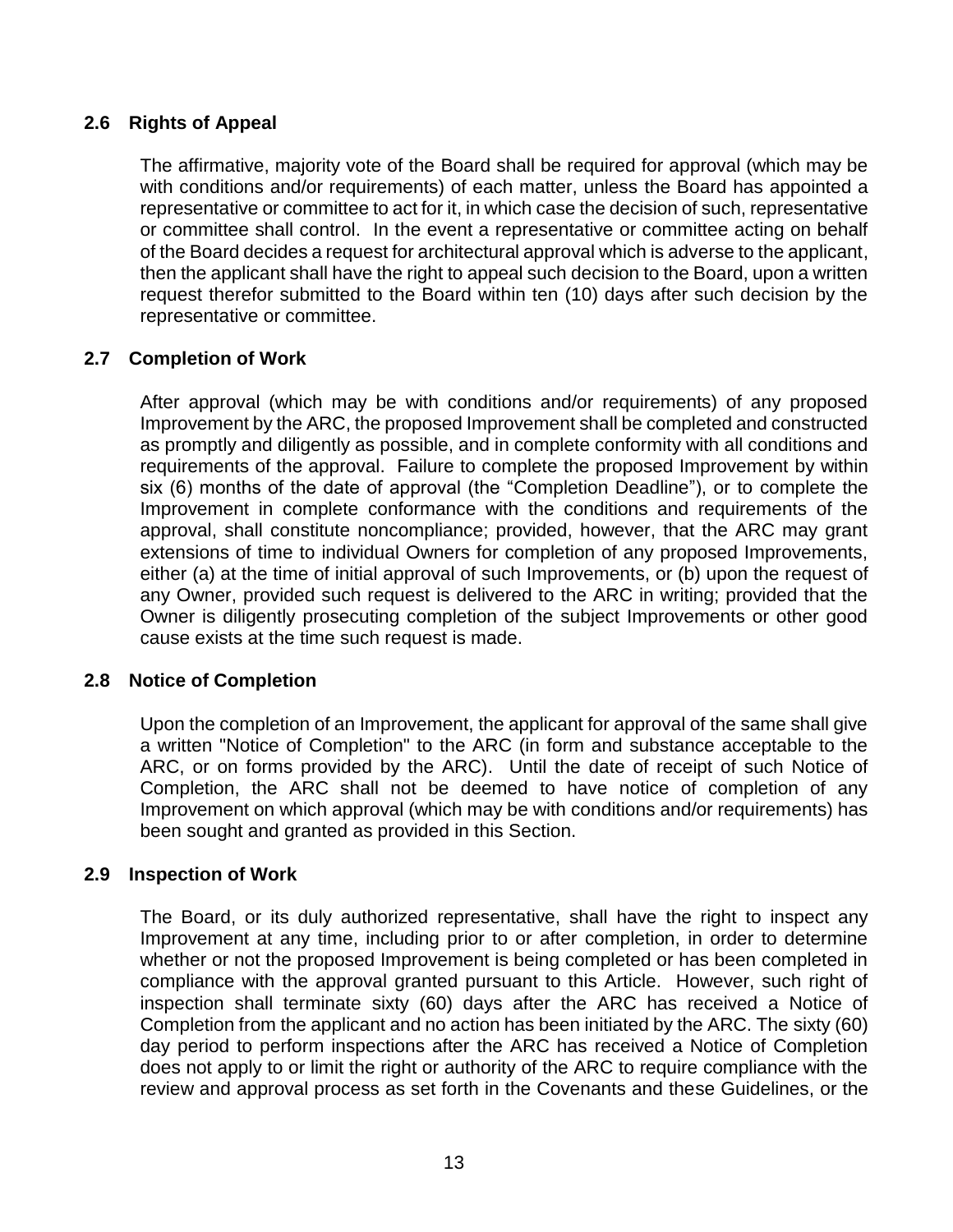## 2.6 Rights of Appeal

The affirmative, majority vote of the Board shall be required for approval (which may be with conditions and/or requirements) of each matter, unless the Board has appointed a representative or committee to act for it, in which case the decision of such, representative or committee shall control. In the event a representative or committee acting on behalf of the Board decides a request for architectural approval which is adverse to the applicant, then the applicant shall have the right to appeal such decision to the Board, upon a written request therefor submitted to the Board within ten (10) days after such decision by the representative or committee.

## 2.7 Completion of Work

After approval (which may be with conditions and/or requirements) of any proposed Improvement by the ARC, the proposed Improvement shall be completed and constructed as promptly and diligently as possible, and in complete conformity with all conditions and requirements of the approval. Failure to complete the proposed Improvement by within six (6) months of the date of approval (the "Completion Deadline"), or to complete the Improvement in complete conformance with the conditions and requirements of the approval, shall constitute noncompliance; provided, however, that the ARC may grant extensions of time to individual Owners for completion of any proposed Improvements, either (a) at the time of initial approval of such Improvements, or (b) upon the request of any Owner, provided such request is delivered to the ARC in writing; provided that the Owner is diligently prosecuting completion of the subject Improvements or other good cause exists at the time such request is made.

## 2.8 Notice of Completion

Upon the completion of an Improvement, the applicant for approval of the same shall give a written "Notice of Completion" to the ARC (in form and substance acceptable to the ARC, or on forms provided by the ARC). Until the date of receipt of such Notice of Completion, the ARC shall not be deemed to have notice of completion of any Improvement on which approval (which may be with conditions and/or requirements) has been sought and granted as provided in this Section.

## 2.9 Inspection of Work

The Board, or its duly authorized representative, shall have the right to inspect any Improvement at any time, including prior to or after completion, in order to determine whether or not the proposed Improvement is being completed or has been completed in compliance with the approval granted pursuant to this Article. However, such right of inspection shall terminate sixty (60) days after the ARC has received a Notice of Completion from the applicant and no action has been initiated by the ARC. The sixty (60) day period to perform inspections after the ARC has received a Notice of Completion does not apply to or limit the right or authority of the ARC to require compliance with the review and approval process as set forth in the Covenants and these Guidelines, or the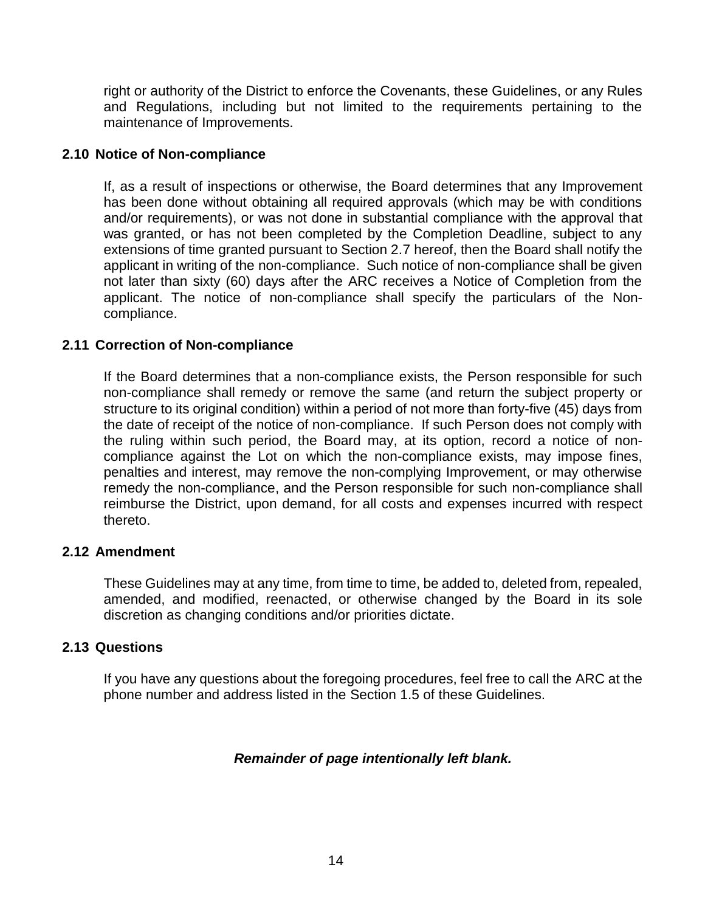right or authority of the District to enforce the Covenants, these Guidelines, or any Rules and Regulations, including but not limited to the requirements pertaining to the maintenance of Improvements.

### 2.10 Notice of Non-compliance

If, as a result of inspections or otherwise, the Board determines that any Improvement has been done without obtaining all required approvals (which may be with conditions and/or requirements), or was not done in substantial compliance with the approval that was granted, or has not been completed by the Completion Deadline, subject to any extensions of time granted pursuant to Section 2.7 hereof, then the Board shall notify the applicant in writing of the non-compliance. Such notice of non-compliance shall be given not later than sixty (60) days after the ARC receives a Notice of Completion from the applicant. The notice of non-compliance shall specify the particulars of the Non-compliance.

### 2.11 Correction of Non-compliance

If the Board determines that a non-compliance exists, the Person responsible for such non-compliance shall remedy or remove the same (and return the subject property or structure to its original condition) within a period of not more than forty-five (45) days from the date of receipt of the notice of non-compliance. If such Person does not comply with the ruling within such period, the Board may, at its option, record a notice of non-compliance against the Lot on which the non-compliance exists, may impose fines, penalties and interest, may remove the non-complying Improvement, or may otherwise remedy the non-compliance, and the Person responsible for such non-compliance shall reimburse the District, upon demand, for all costs and expenses incurred with respect thereto.

### 2.12 Amendment

These Guidelines may at any time, from time to time, be added to, deleted from, repealed, amended, and modified, reenacted, or otherwise changed by the Board in its sole discretion as changing conditions and/or priorities dictate.

### 2.13 Questions

If you have any questions about the foregoing procedures, feel free to call the ARC at the phone number and address listed in the Section 1.5 of these Guidelines.

***Remainder of page intentionally left blank.***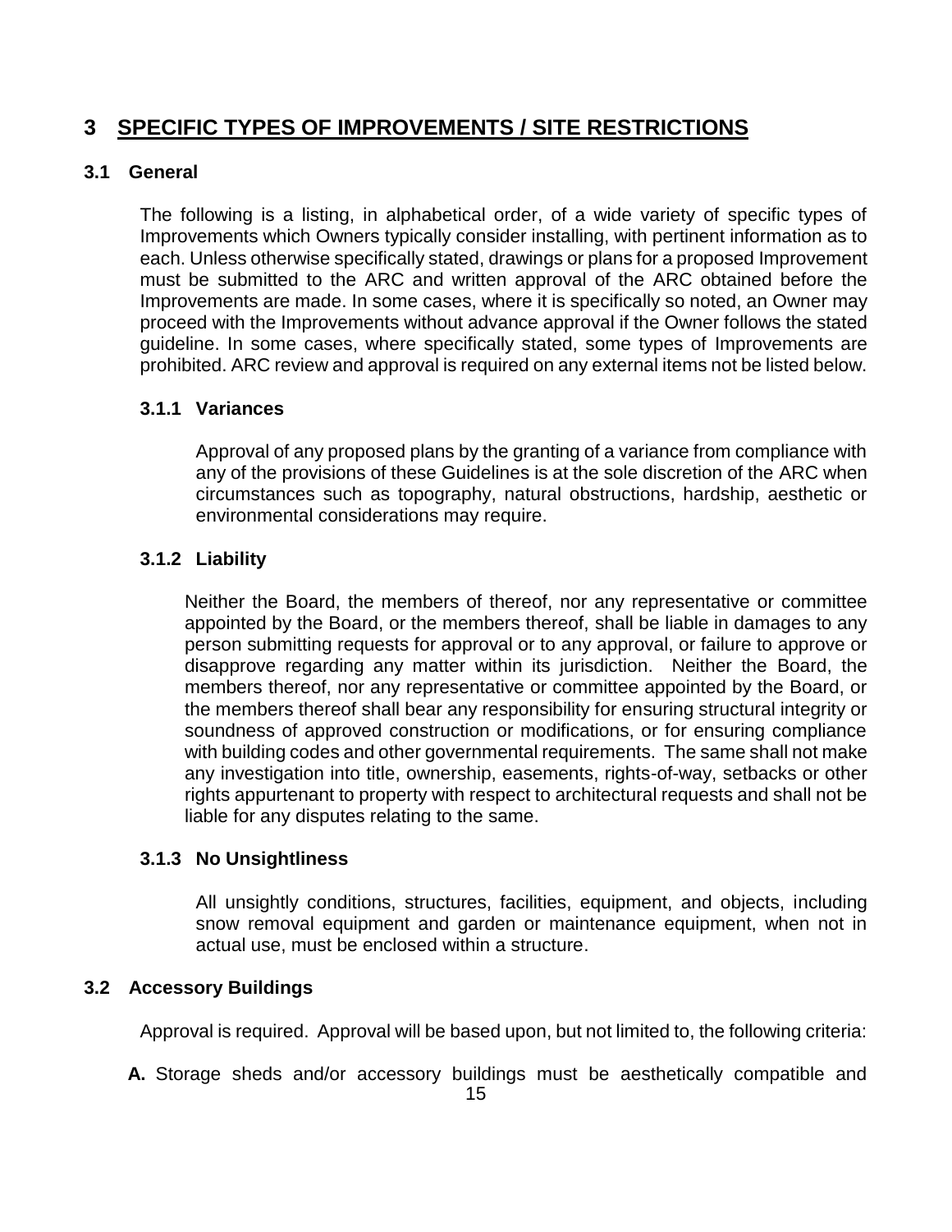# 3 SPECIFIC TYPES OF IMPROVEMENTS / SITE RESTRICTIONS

## 3.1 General

The following is a listing, in alphabetical order, of a wide variety of specific types of Improvements which Owners typically consider installing, with pertinent information as to each. Unless otherwise specifically stated, drawings or plans for a proposed Improvement must be submitted to the ARC and written approval of the ARC obtained before the Improvements are made. In some cases, where it is specifically so noted, an Owner may proceed with the Improvements without advance approval if the Owner follows the stated guideline. In some cases, where specifically stated, some types of Improvements are prohibited. ARC review and approval is required on any external items not be listed below.

### 3.1.1 Variances

Approval of any proposed plans by the granting of a variance from compliance with any of the provisions of these Guidelines is at the sole discretion of the ARC when circumstances such as topography, natural obstructions, hardship, aesthetic or environmental considerations may require.

### 3.1.2 Liability

Neither the Board, the members of thereof, nor any representative or committee appointed by the Board, or the members thereof, shall be liable in damages to any person submitting requests for approval or to any approval, or failure to approve or disapprove regarding any matter within its jurisdiction. Neither the Board, the members thereof, nor any representative or committee appointed by the Board, or the members thereof shall bear any responsibility for ensuring structural integrity or soundness of approved construction or modifications, or for ensuring compliance with building codes and other governmental requirements. The same shall not make any investigation into title, ownership, easements, rights-of-way, setbacks or other rights appurtenant to property with respect to architectural requests and shall not be liable for any disputes relating to the same.

### 3.1.3 No Unsightliness

All unsightly conditions, structures, facilities, equipment, and objects, including snow removal equipment and garden or maintenance equipment, when not in actual use, must be enclosed within a structure.

## 3.2 Accessory Buildings

Approval is required. Approval will be based upon, but not limited to, the following criteria:

**A.** Storage sheds and/or accessory buildings must be aesthetically compatible and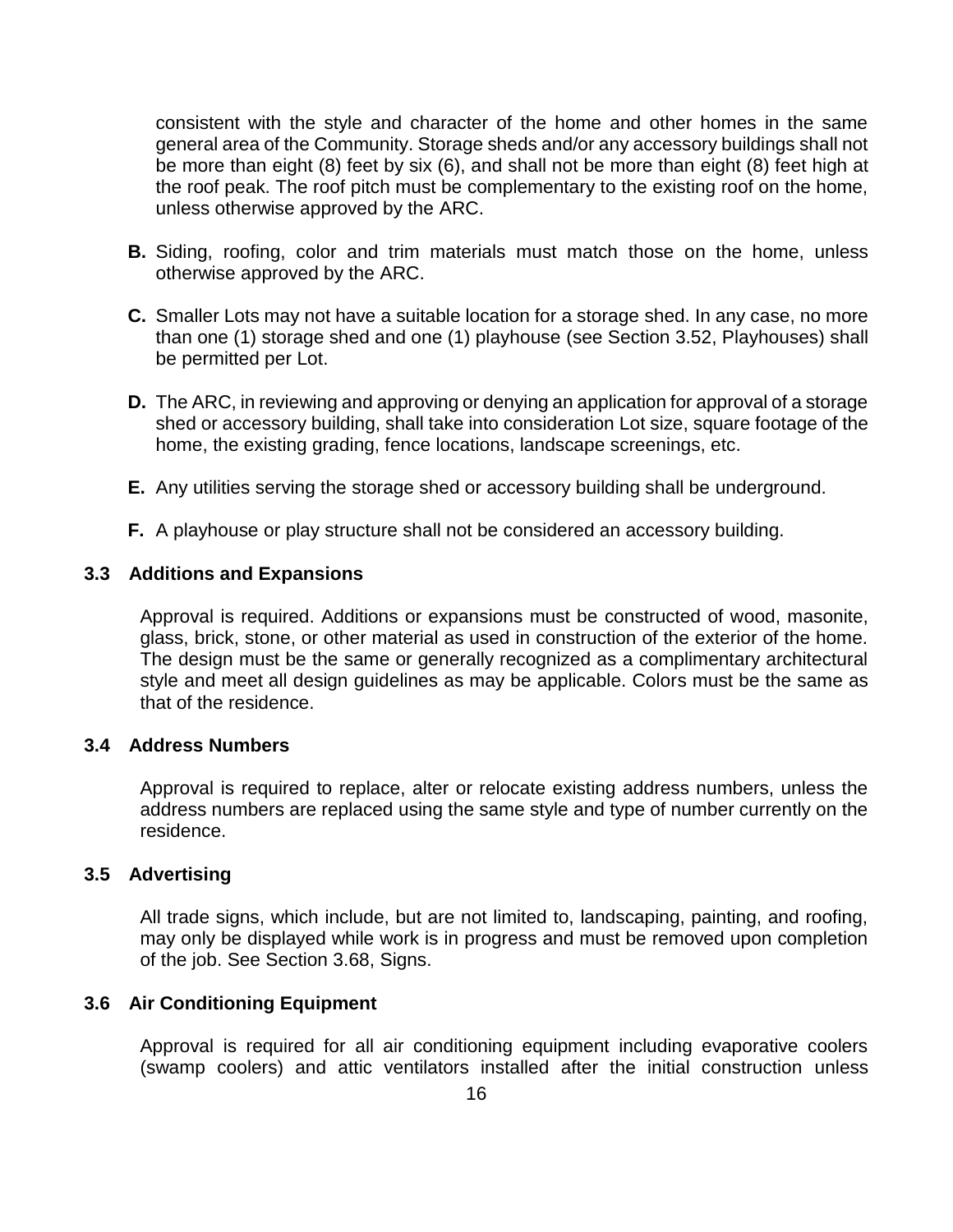consistent with the style and character of the home and other homes in the same general area of the Community. Storage sheds and/or any accessory buildings shall not be more than eight (8) feet by six (6), and shall not be more than eight (8) feet high at the roof peak. The roof pitch must be complementary to the existing roof on the home, unless otherwise approved by the ARC.

**B.** Siding, roofing, color and trim materials must match those on the home, unless otherwise approved by the ARC.

**C.** Smaller Lots may not have a suitable location for a storage shed. In any case, no more than one (1) storage shed and one (1) playhouse (see Section 3.52, Playhouses) shall be permitted per Lot.

**D.** The ARC, in reviewing and approving or denying an application for approval of a storage shed or accessory building, shall take into consideration Lot size, square footage of the home, the existing grading, fence locations, landscape screenings, etc.

**E.** Any utilities serving the storage shed or accessory building shall be underground.

**F.** A playhouse or play structure shall not be considered an accessory building.

### 3.3 Additions and Expansions

Approval is required. Additions or expansions must be constructed of wood, masonite, glass, brick, stone, or other material as used in construction of the exterior of the home. The design must be the same or generally recognized as a complimentary architectural style and meet all design guidelines as may be applicable. Colors must be the same as that of the residence.

### 3.4 Address Numbers

Approval is required to replace, alter or relocate existing address numbers, unless the address numbers are replaced using the same style and type of number currently on the residence.

### 3.5 Advertising

All trade signs, which include, but are not limited to, landscaping, painting, and roofing, may only be displayed while work is in progress and must be removed upon completion of the job. See Section 3.68, Signs.

### 3.6 Air Conditioning Equipment

Approval is required for all air conditioning equipment including evaporative coolers (swamp coolers) and attic ventilators installed after the initial construction unless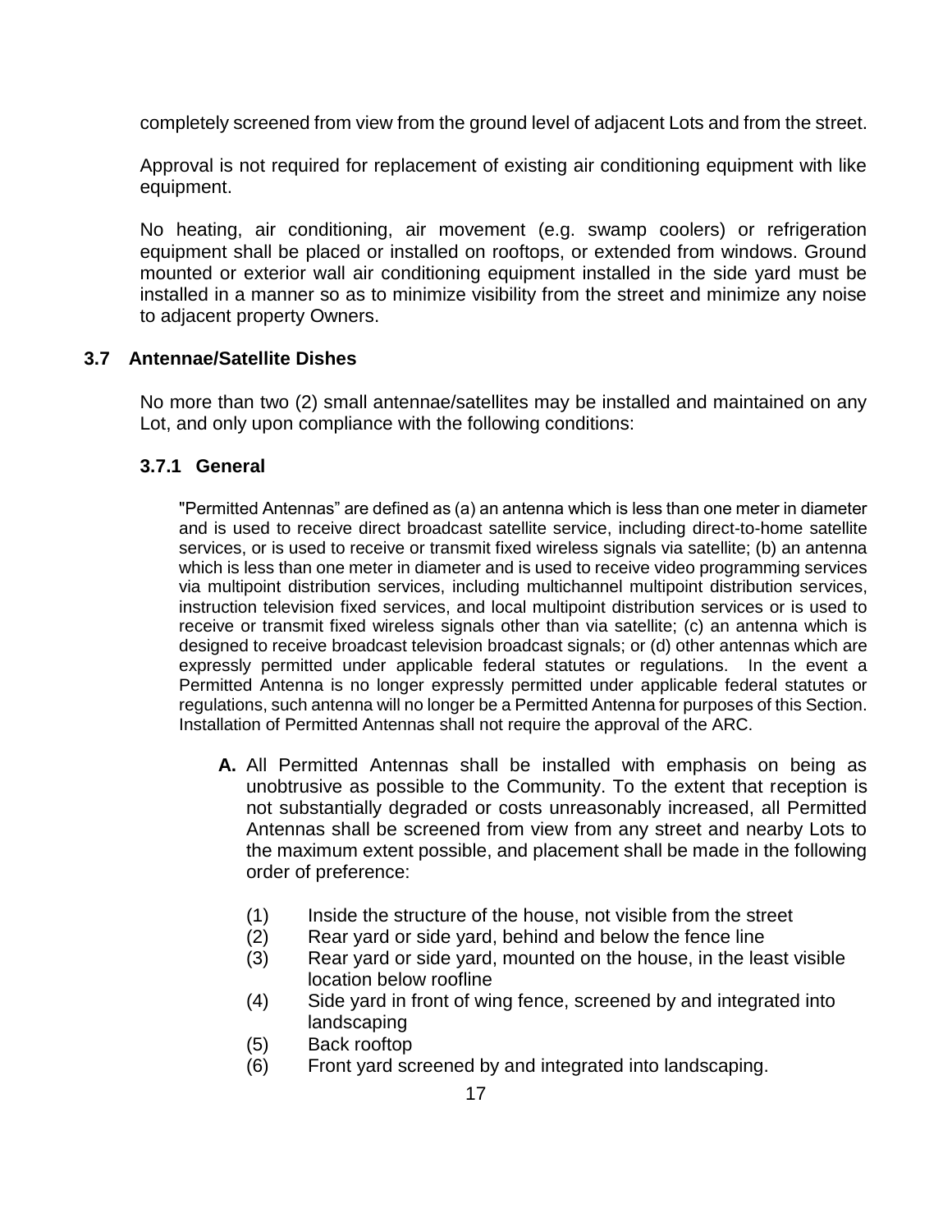completely screened from view from the ground level of adjacent Lots and from the street.

Approval is not required for replacement of existing air conditioning equipment with like equipment.

No heating, air conditioning, air movement (e.g. swamp coolers) or refrigeration equipment shall be placed or installed on rooftops, or extended from windows. Ground mounted or exterior wall air conditioning equipment installed in the side yard must be installed in a manner so as to minimize visibility from the street and minimize any noise to adjacent property Owners.

## 3.7 Antennae/Satellite Dishes

No more than two (2) small antennae/satellites may be installed and maintained on any Lot, and only upon compliance with the following conditions:

### 3.7.1 General

"Permitted Antennas" are defined as (a) an antenna which is less than one meter in diameter and is used to receive direct broadcast satellite service, including direct-to-home satellite services, or is used to receive or transmit fixed wireless signals via satellite; (b) an antenna which is less than one meter in diameter and is used to receive video programming services via multipoint distribution services, including multichannel multipoint distribution services, instruction television fixed services, and local multipoint distribution services or is used to receive or transmit fixed wireless signals other than via satellite; (c) an antenna which is designed to receive broadcast television broadcast signals; or (d) other antennas which are expressly permitted under applicable federal statutes or regulations. In the event a Permitted Antenna is no longer expressly permitted under applicable federal statutes or regulations, such antenna will no longer be a Permitted Antenna for purposes of this Section. Installation of Permitted Antennas shall not require the approval of the ARC.

**A.** All Permitted Antennas shall be installed with emphasis on being as unobtrusive as possible to the Community. To the extent that reception is not substantially degraded or costs unreasonably increased, all Permitted Antennas shall be screened from view from any street and nearby Lots to the maximum extent possible, and placement shall be made in the following order of preference:

(1) Inside the structure of the house, not visible from the street
(2) Rear yard or side yard, behind and below the fence line
(3) Rear yard or side yard, mounted on the house, in the least visible location below roofline
(4) Side yard in front of wing fence, screened by and integrated into landscaping
(5) Back rooftop
(6) Front yard screened by and integrated into landscaping.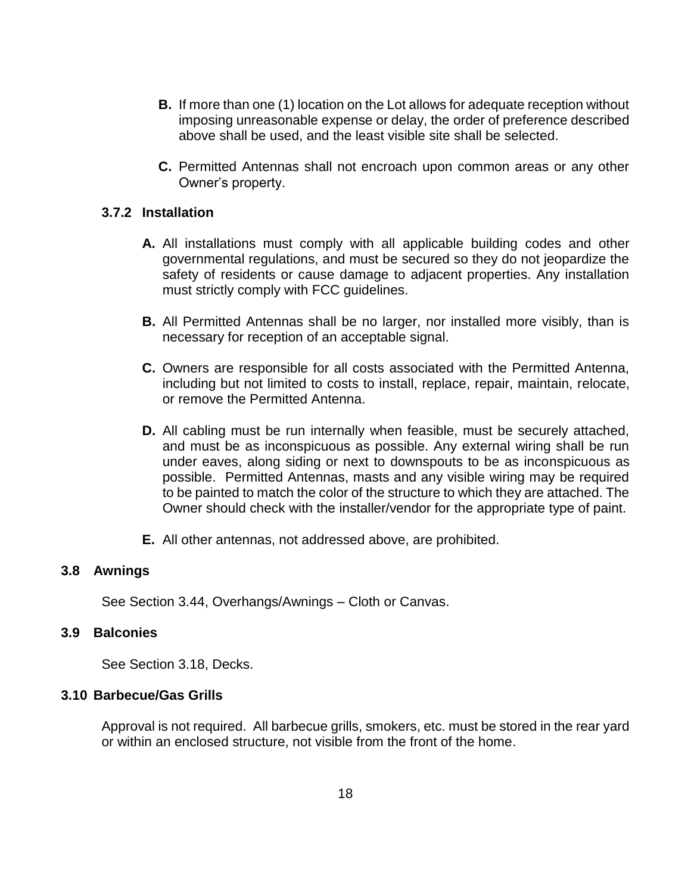**B.** If more than one (1) location on the Lot allows for adequate reception without imposing unreasonable expense or delay, the order of preference described above shall be used, and the least visible site shall be selected.

**C.** Permitted Antennas shall not encroach upon common areas or any other Owner's property.

#### 3.7.2 Installation

**A.** All installations must comply with all applicable building codes and other governmental regulations, and must be secured so they do not jeopardize the safety of residents or cause damage to adjacent properties. Any installation must strictly comply with FCC guidelines.

**B.** All Permitted Antennas shall be no larger, nor installed more visibly, than is necessary for reception of an acceptable signal.

**C.** Owners are responsible for all costs associated with the Permitted Antenna, including but not limited to costs to install, replace, repair, maintain, relocate, or remove the Permitted Antenna.

**D.** All cabling must be run internally when feasible, must be securely attached, and must be as inconspicuous as possible. Any external wiring shall be run under eaves, along siding or next to downspouts to be as inconspicuous as possible. Permitted Antennas, masts and any visible wiring may be required to be painted to match the color of the structure to which they are attached. The Owner should check with the installer/vendor for the appropriate type of paint.

**E.** All other antennas, not addressed above, are prohibited.

### 3.8 Awnings

See Section 3.44, Overhangs/Awnings – Cloth or Canvas.

### 3.9 Balconies

See Section 3.18, Decks.

### 3.10 Barbecue/Gas Grills

Approval is not required. All barbecue grills, smokers, etc. must be stored in the rear yard or within an enclosed structure, not visible from the front of the home.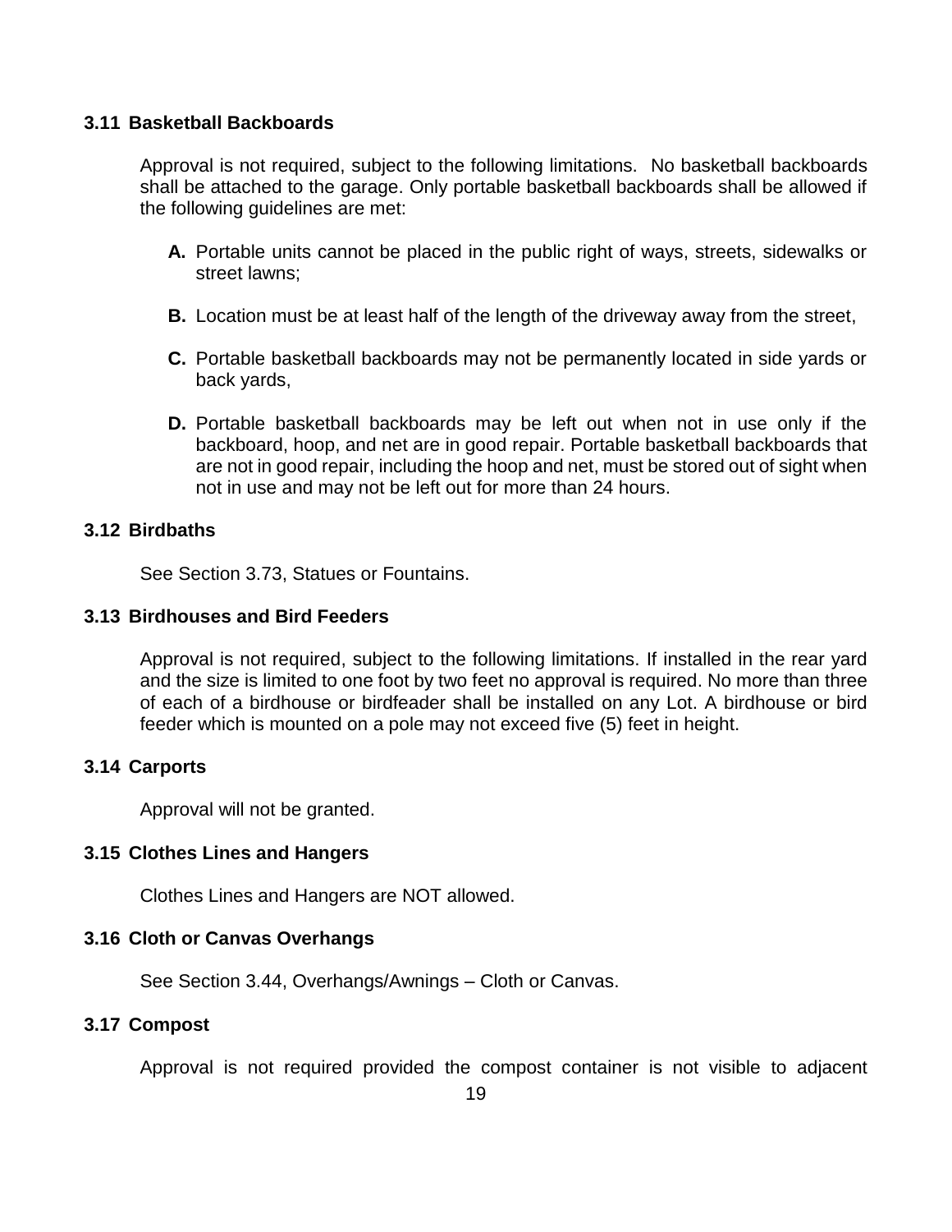### 3.11 Basketball Backboards

Approval is not required, subject to the following limitations. No basketball backboards shall be attached to the garage. Only portable basketball backboards shall be allowed if the following guidelines are met:

**A.** Portable units cannot be placed in the public right of ways, streets, sidewalks or street lawns;

**B.** Location must be at least half of the length of the driveway away from the street,

**C.** Portable basketball backboards may not be permanently located in side yards or back yards,

**D.** Portable basketball backboards may be left out when not in use only if the backboard, hoop, and net are in good repair. Portable basketball backboards that are not in good repair, including the hoop and net, must be stored out of sight when not in use and may not be left out for more than 24 hours.

### 3.12 Birdbaths

See Section 3.73, Statues or Fountains.

### 3.13 Birdhouses and Bird Feeders

Approval is not required, subject to the following limitations. If installed in the rear yard and the size is limited to one foot by two feet no approval is required. No more than three of each of a birdhouse or birdfeader shall be installed on any Lot. A birdhouse or bird feeder which is mounted on a pole may not exceed five (5) feet in height.

### 3.14 Carports

Approval will not be granted.

### 3.15 Clothes Lines and Hangers

Clothes Lines and Hangers are NOT allowed.

### 3.16 Cloth or Canvas Overhangs

See Section 3.44, Overhangs/Awnings – Cloth or Canvas.

### 3.17 Compost

Approval is not required provided the compost container is not visible to adjacent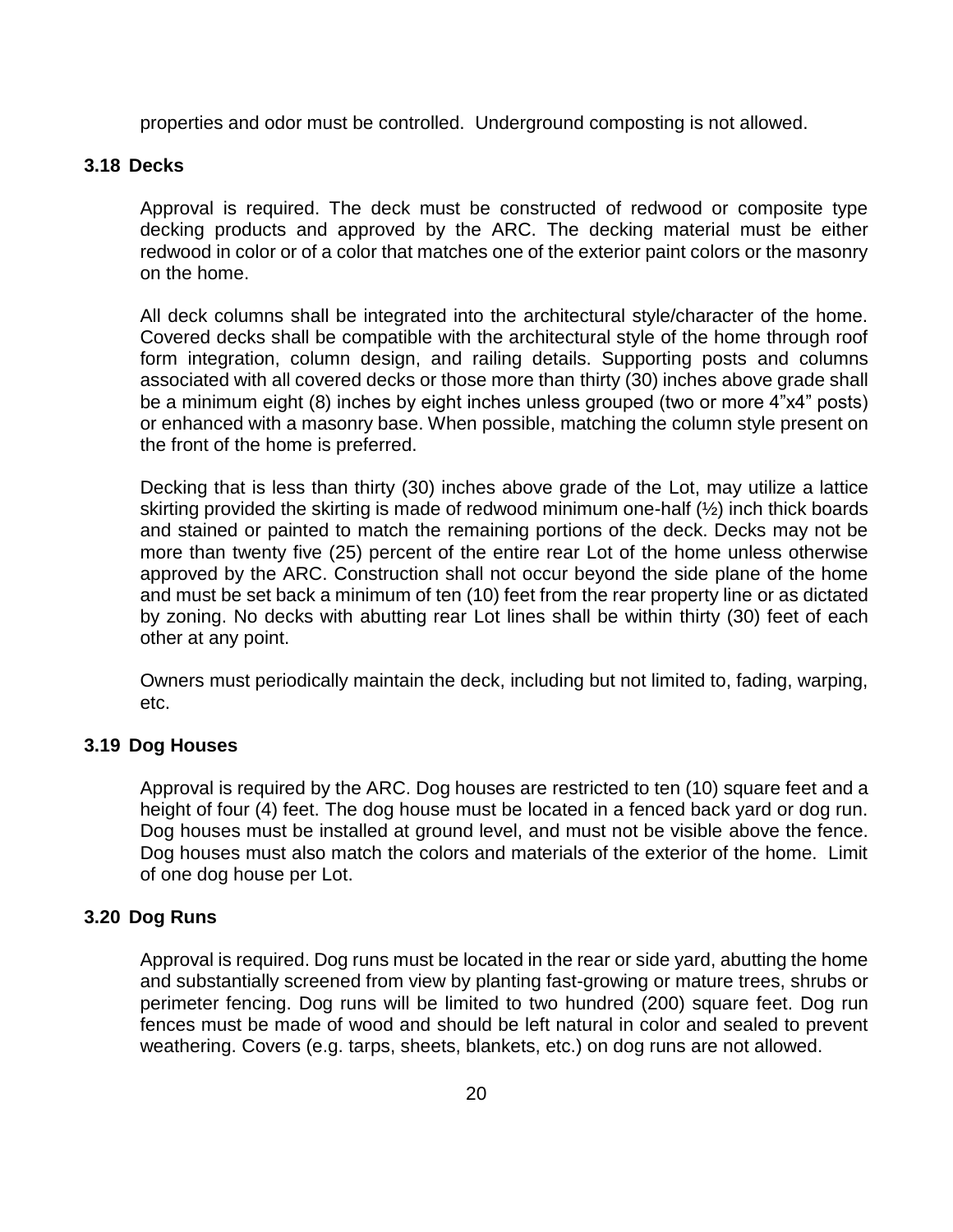properties and odor must be controlled. Underground composting is not allowed.

### 3.18 Decks

Approval is required. The deck must be constructed of redwood or composite type decking products and approved by the ARC. The decking material must be either redwood in color or of a color that matches one of the exterior paint colors or the masonry on the home.

All deck columns shall be integrated into the architectural style/character of the home. Covered decks shall be compatible with the architectural style of the home through roof form integration, column design, and railing details. Supporting posts and columns associated with all covered decks or those more than thirty (30) inches above grade shall be a minimum eight (8) inches by eight inches unless grouped (two or more 4"x4" posts) or enhanced with a masonry base. When possible, matching the column style present on the front of the home is preferred.

Decking that is less than thirty (30) inches above grade of the Lot, may utilize a lattice skirting provided the skirting is made of redwood minimum one-half (½) inch thick boards and stained or painted to match the remaining portions of the deck. Decks may not be more than twenty five (25) percent of the entire rear Lot of the home unless otherwise approved by the ARC. Construction shall not occur beyond the side plane of the home and must be set back a minimum of ten (10) feet from the rear property line or as dictated by zoning. No decks with abutting rear Lot lines shall be within thirty (30) feet of each other at any point.

Owners must periodically maintain the deck, including but not limited to, fading, warping, etc.

### 3.19 Dog Houses

Approval is required by the ARC. Dog houses are restricted to ten (10) square feet and a height of four (4) feet. The dog house must be located in a fenced back yard or dog run. Dog houses must be installed at ground level, and must not be visible above the fence. Dog houses must also match the colors and materials of the exterior of the home. Limit of one dog house per Lot.

### 3.20 Dog Runs

Approval is required. Dog runs must be located in the rear or side yard, abutting the home and substantially screened from view by planting fast-growing or mature trees, shrubs or perimeter fencing. Dog runs will be limited to two hundred (200) square feet. Dog run fences must be made of wood and should be left natural in color and sealed to prevent weathering. Covers (e.g. tarps, sheets, blankets, etc.) on dog runs are not allowed.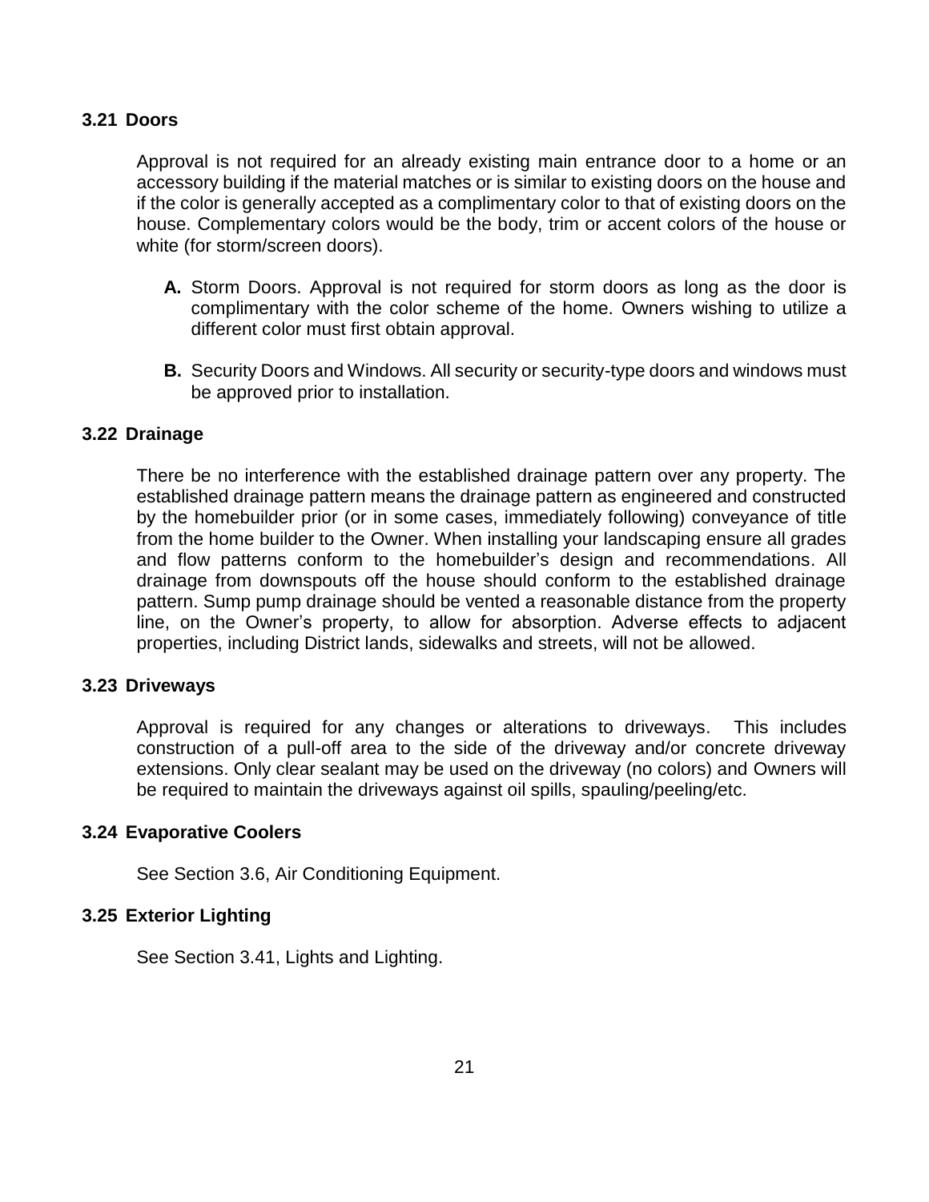### 3.21 Doors

Approval is not required for an already existing main entrance door to a home or an accessory building if the material matches or is similar to existing doors on the house and if the color is generally accepted as a complimentary color to that of existing doors on the house. Complementary colors would be the body, trim or accent colors of the house or white (for storm/screen doors).

- **A.** Storm Doors. Approval is not required for storm doors as long as the door is complimentary with the color scheme of the home. Owners wishing to utilize a different color must first obtain approval.

- **B.** Security Doors and Windows. All security or security-type doors and windows must be approved prior to installation.

### 3.22 Drainage

There be no interference with the established drainage pattern over any property. The established drainage pattern means the drainage pattern as engineered and constructed by the homebuilder prior (or in some cases, immediately following) conveyance of title from the home builder to the Owner. When installing your landscaping ensure all grades and flow patterns conform to the homebuilder's design and recommendations. All drainage from downspouts off the house should conform to the established drainage pattern. Sump pump drainage should be vented a reasonable distance from the property line, on the Owner's property, to allow for absorption. Adverse effects to adjacent properties, including District lands, sidewalks and streets, will not be allowed.

### 3.23 Driveways

Approval is required for any changes or alterations to driveways. This includes construction of a pull-off area to the side of the driveway and/or concrete driveway extensions. Only clear sealant may be used on the driveway (no colors) and Owners will be required to maintain the driveways against oil spills, spauling/peeling/etc.

### 3.24 Evaporative Coolers

See Section 3.6, Air Conditioning Equipment.

### 3.25 Exterior Lighting

See Section 3.41, Lights and Lighting.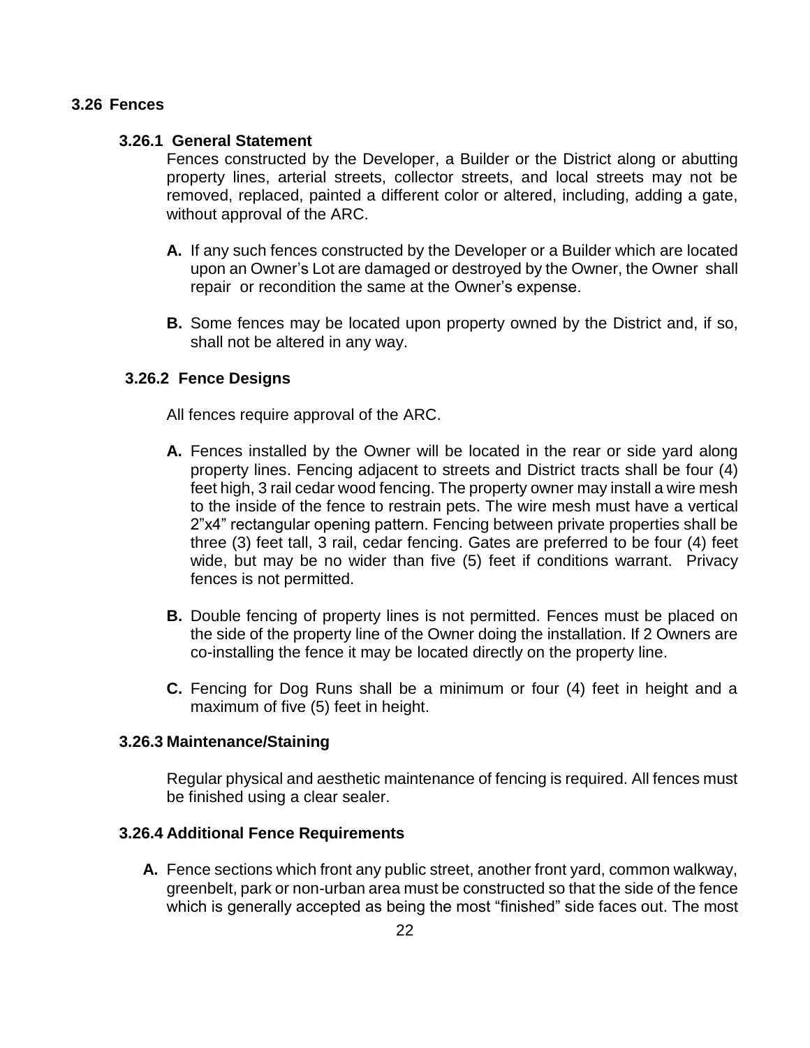## 3.26 Fences

### 3.26.1 General Statement

Fences constructed by the Developer, a Builder or the District along or abutting property lines, arterial streets, collector streets, and local streets may not be removed, replaced, painted a different color or altered, including, adding a gate, without approval of the ARC.

**A.** If any such fences constructed by the Developer or a Builder which are located upon an Owner's Lot are damaged or destroyed by the Owner, the Owner shall repair or recondition the same at the Owner's expense.

**B.** Some fences may be located upon property owned by the District and, if so, shall not be altered in any way.

### 3.26.2 Fence Designs

All fences require approval of the ARC.

**A.** Fences installed by the Owner will be located in the rear or side yard along property lines. Fencing adjacent to streets and District tracts shall be four (4) feet high, 3 rail cedar wood fencing. The property owner may install a wire mesh to the inside of the fence to restrain pets. The wire mesh must have a vertical 2"x4" rectangular opening pattern. Fencing between private properties shall be three (3) feet tall, 3 rail, cedar fencing. Gates are preferred to be four (4) feet wide, but may be no wider than five (5) feet if conditions warrant. Privacy fences is not permitted.

**B.** Double fencing of property lines is not permitted. Fences must be placed on the side of the property line of the Owner doing the installation. If 2 Owners are co-installing the fence it may be located directly on the property line.

**C.** Fencing for Dog Runs shall be a minimum or four (4) feet in height and a maximum of five (5) feet in height.

### 3.26.3 Maintenance/Staining

Regular physical and aesthetic maintenance of fencing is required. All fences must be finished using a clear sealer.

### 3.26.4 Additional Fence Requirements

**A.** Fence sections which front any public street, another front yard, common walkway, greenbelt, park or non-urban area must be constructed so that the side of the fence which is generally accepted as being the most "finished" side faces out. The most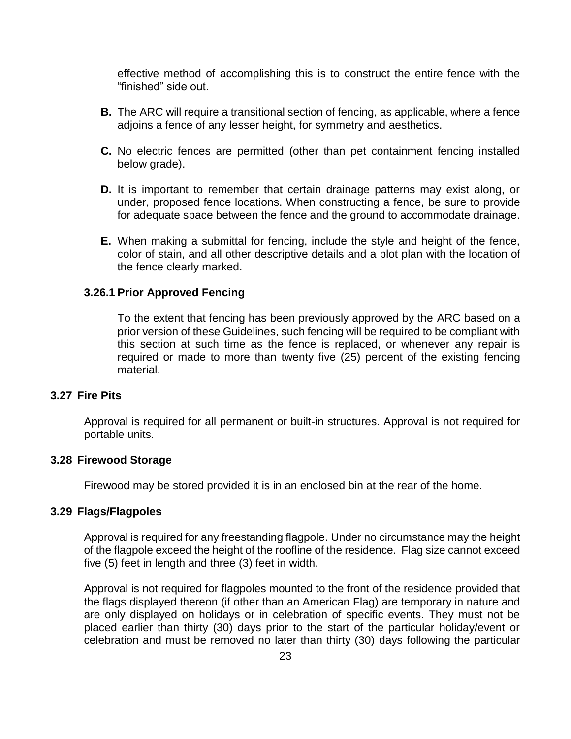effective method of accomplishing this is to construct the entire fence with the "finished" side out.

**B.** The ARC will require a transitional section of fencing, as applicable, where a fence adjoins a fence of any lesser height, for symmetry and aesthetics.

**C.** No electric fences are permitted (other than pet containment fencing installed below grade).

**D.** It is important to remember that certain drainage patterns may exist along, or under, proposed fence locations. When constructing a fence, be sure to provide for adequate space between the fence and the ground to accommodate drainage.

**E.** When making a submittal for fencing, include the style and height of the fence, color of stain, and all other descriptive details and a plot plan with the location of the fence clearly marked.

### 3.26.1 Prior Approved Fencing

To the extent that fencing has been previously approved by the ARC based on a prior version of these Guidelines, such fencing will be required to be compliant with this section at such time as the fence is replaced, or whenever any repair is required or made to more than twenty five (25) percent of the existing fencing material.

## 3.27 Fire Pits

Approval is required for all permanent or built-in structures. Approval is not required for portable units.

## 3.28 Firewood Storage

Firewood may be stored provided it is in an enclosed bin at the rear of the home.

## 3.29 Flags/Flagpoles

Approval is required for any freestanding flagpole. Under no circumstance may the height of the flagpole exceed the height of the roofline of the residence. Flag size cannot exceed five (5) feet in length and three (3) feet in width.

Approval is not required for flagpoles mounted to the front of the residence provided that the flags displayed thereon (if other than an American Flag) are temporary in nature and are only displayed on holidays or in celebration of specific events. They must not be placed earlier than thirty (30) days prior to the start of the particular holiday/event or celebration and must be removed no later than thirty (30) days following the particular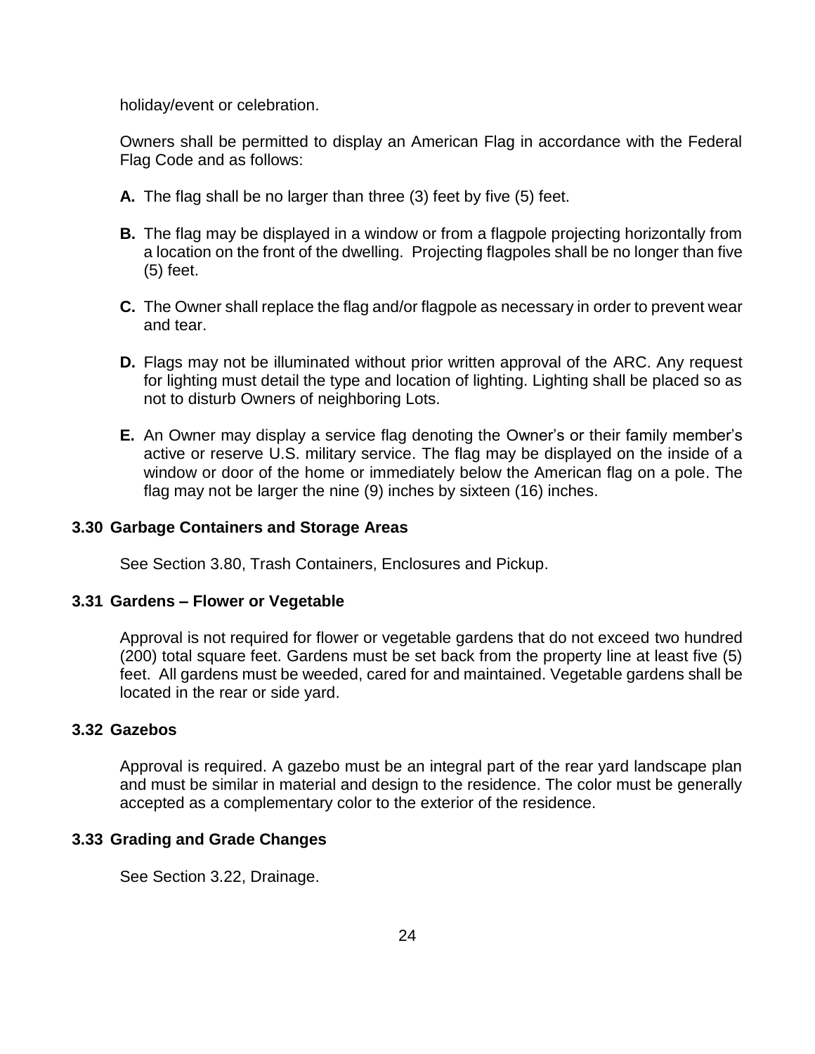holiday/event or celebration.

Owners shall be permitted to display an American Flag in accordance with the Federal Flag Code and as follows:

**A.** The flag shall be no larger than three (3) feet by five (5) feet.

**B.** The flag may be displayed in a window or from a flagpole projecting horizontally from a location on the front of the dwelling. Projecting flagpoles shall be no longer than five (5) feet.

**C.** The Owner shall replace the flag and/or flagpole as necessary in order to prevent wear and tear.

**D.** Flags may not be illuminated without prior written approval of the ARC. Any request for lighting must detail the type and location of lighting. Lighting shall be placed so as not to disturb Owners of neighboring Lots.

**E.** An Owner may display a service flag denoting the Owner's or their family member's active or reserve U.S. military service. The flag may be displayed on the inside of a window or door of the home or immediately below the American flag on a pole. The flag may not be larger the nine (9) inches by sixteen (16) inches.

### 3.30 Garbage Containers and Storage Areas

See Section 3.80, Trash Containers, Enclosures and Pickup.

### 3.31 Gardens – Flower or Vegetable

Approval is not required for flower or vegetable gardens that do not exceed two hundred (200) total square feet. Gardens must be set back from the property line at least five (5) feet. All gardens must be weeded, cared for and maintained. Vegetable gardens shall be located in the rear or side yard.

### 3.32 Gazebos

Approval is required. A gazebo must be an integral part of the rear yard landscape plan and must be similar in material and design to the residence. The color must be generally accepted as a complementary color to the exterior of the residence.

### 3.33 Grading and Grade Changes

See Section 3.22, Drainage.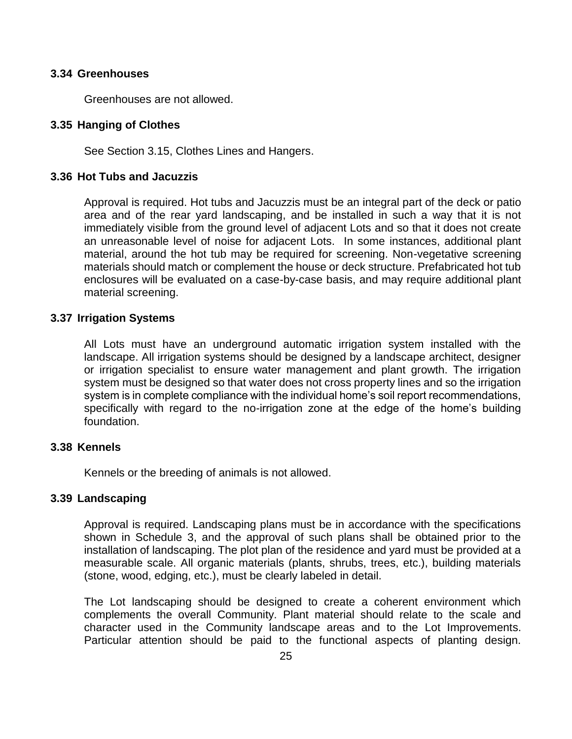### 3.34 Greenhouses

Greenhouses are not allowed.

### 3.35 Hanging of Clothes

See Section 3.15, Clothes Lines and Hangers.

### 3.36 Hot Tubs and Jacuzzis

Approval is required. Hot tubs and Jacuzzis must be an integral part of the deck or patio area and of the rear yard landscaping, and be installed in such a way that it is not immediately visible from the ground level of adjacent Lots and so that it does not create an unreasonable level of noise for adjacent Lots. In some instances, additional plant material, around the hot tub may be required for screening. Non-vegetative screening materials should match or complement the house or deck structure. Prefabricated hot tub enclosures will be evaluated on a case-by-case basis, and may require additional plant material screening.

### 3.37 Irrigation Systems

All Lots must have an underground automatic irrigation system installed with the landscape. All irrigation systems should be designed by a landscape architect, designer or irrigation specialist to ensure water management and plant growth. The irrigation system must be designed so that water does not cross property lines and so the irrigation system is in complete compliance with the individual home's soil report recommendations, specifically with regard to the no-irrigation zone at the edge of the home's building foundation.

### 3.38 Kennels

Kennels or the breeding of animals is not allowed.

### 3.39 Landscaping

Approval is required. Landscaping plans must be in accordance with the specifications shown in Schedule 3, and the approval of such plans shall be obtained prior to the installation of landscaping. The plot plan of the residence and yard must be provided at a measurable scale. All organic materials (plants, shrubs, trees, etc.), building materials (stone, wood, edging, etc.), must be clearly labeled in detail.

The Lot landscaping should be designed to create a coherent environment which complements the overall Community. Plant material should relate to the scale and character used in the Community landscape areas and to the Lot Improvements. Particular attention should be paid to the functional aspects of planting design.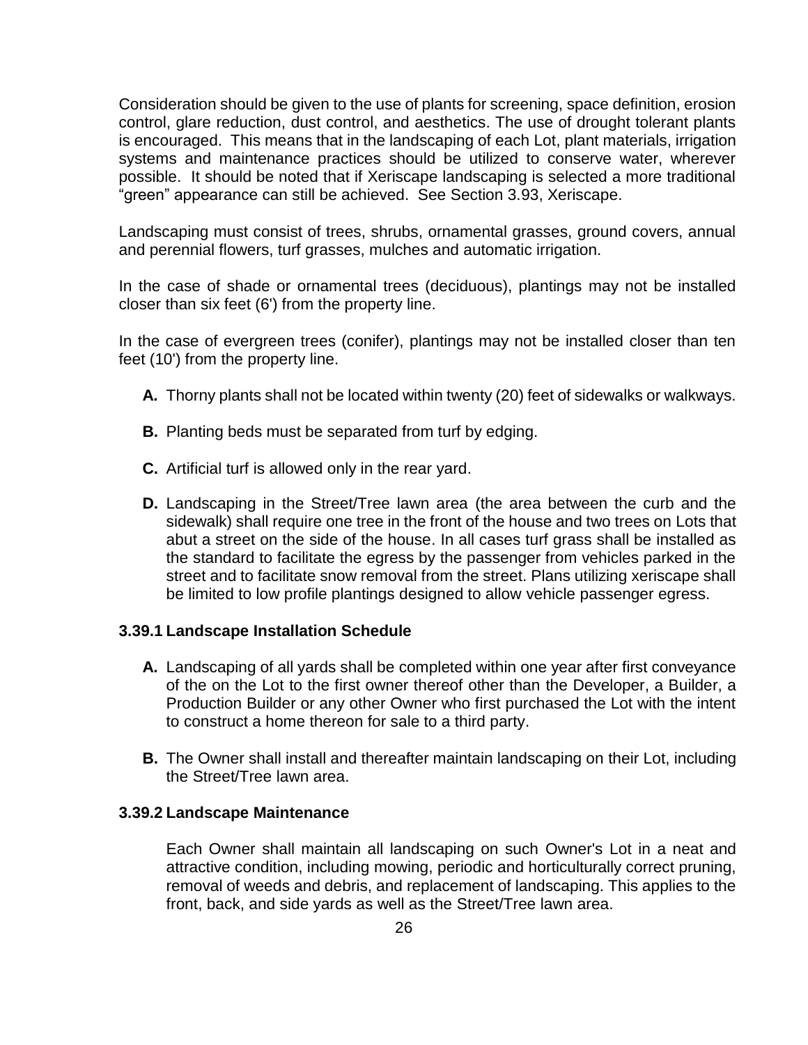Consideration should be given to the use of plants for screening, space definition, erosion control, glare reduction, dust control, and aesthetics. The use of drought tolerant plants is encouraged. This means that in the landscaping of each Lot, plant materials, irrigation systems and maintenance practices should be utilized to conserve water, wherever possible. It should be noted that if Xeriscape landscaping is selected a more traditional "green" appearance can still be achieved. See Section 3.93, Xeriscape.

Landscaping must consist of trees, shrubs, ornamental grasses, ground covers, annual and perennial flowers, turf grasses, mulches and automatic irrigation.

In the case of shade or ornamental trees (deciduous), plantings may not be installed closer than six feet (6') from the property line.

In the case of evergreen trees (conifer), plantings may not be installed closer than ten feet (10') from the property line.

- **A.** Thorny plants shall not be located within twenty (20) feet of sidewalks or walkways.
- **B.** Planting beds must be separated from turf by edging.
- **C.** Artificial turf is allowed only in the rear yard.
- **D.** Landscaping in the Street/Tree lawn area (the area between the curb and the sidewalk) shall require one tree in the front of the house and two trees on Lots that abut a street on the side of the house. In all cases turf grass shall be installed as the standard to facilitate the egress by the passenger from vehicles parked in the street and to facilitate snow removal from the street. Plans utilizing xeriscape shall be limited to low profile plantings designed to allow vehicle passenger egress.

### 3.39.1 Landscape Installation Schedule

- **A.** Landscaping of all yards shall be completed within one year after first conveyance of the on the Lot to the first owner thereof other than the Developer, a Builder, a Production Builder or any other Owner who first purchased the Lot with the intent to construct a home thereon for sale to a third party.
- **B.** The Owner shall install and thereafter maintain landscaping on their Lot, including the Street/Tree lawn area.

### 3.39.2 Landscape Maintenance

Each Owner shall maintain all landscaping on such Owner's Lot in a neat and attractive condition, including mowing, periodic and horticulturally correct pruning, removal of weeds and debris, and replacement of landscaping. This applies to the front, back, and side yards as well as the Street/Tree lawn area.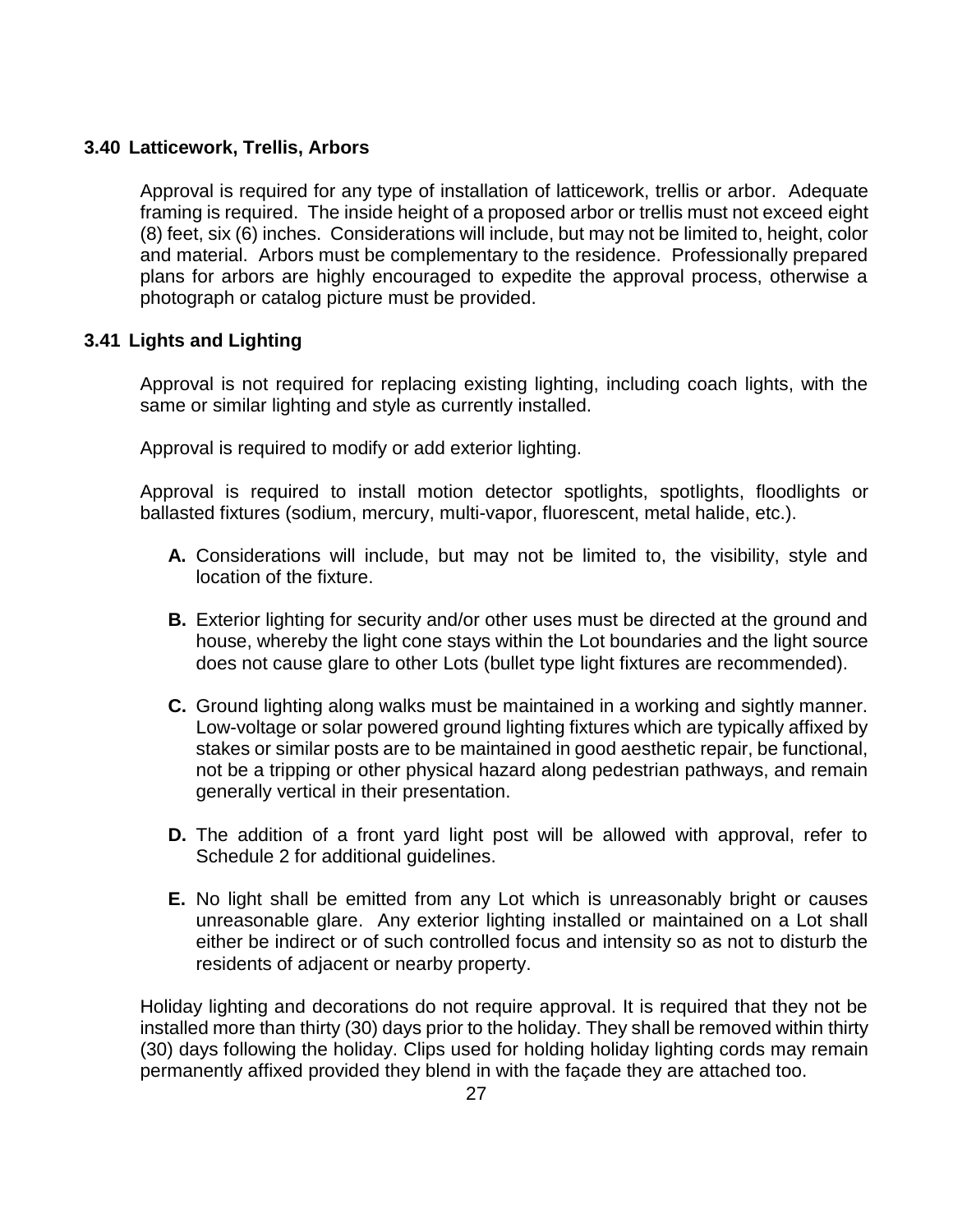### 3.40 Latticework, Trellis, Arbors

Approval is required for any type of installation of latticework, trellis or arbor. Adequate framing is required. The inside height of a proposed arbor or trellis must not exceed eight (8) feet, six (6) inches. Considerations will include, but may not be limited to, height, color and material. Arbors must be complementary to the residence. Professionally prepared plans for arbors are highly encouraged to expedite the approval process, otherwise a photograph or catalog picture must be provided.

### 3.41 Lights and Lighting

Approval is not required for replacing existing lighting, including coach lights, with the same or similar lighting and style as currently installed.

Approval is required to modify or add exterior lighting.

Approval is required to install motion detector spotlights, spotlights, floodlights or ballasted fixtures (sodium, mercury, multi-vapor, fluorescent, metal halide, etc.).

- **A.** Considerations will include, but may not be limited to, the visibility, style and location of the fixture.

- **B.** Exterior lighting for security and/or other uses must be directed at the ground and house, whereby the light cone stays within the Lot boundaries and the light source does not cause glare to other Lots (bullet type light fixtures are recommended).

- **C.** Ground lighting along walks must be maintained in a working and sightly manner. Low-voltage or solar powered ground lighting fixtures which are typically affixed by stakes or similar posts are to be maintained in good aesthetic repair, be functional, not be a tripping or other physical hazard along pedestrian pathways, and remain generally vertical in their presentation.

- **D.** The addition of a front yard light post will be allowed with approval, refer to Schedule 2 for additional guidelines.

- **E.** No light shall be emitted from any Lot which is unreasonably bright or causes unreasonable glare. Any exterior lighting installed or maintained on a Lot shall either be indirect or of such controlled focus and intensity so as not to disturb the residents of adjacent or nearby property.

Holiday lighting and decorations do not require approval. It is required that they not be installed more than thirty (30) days prior to the holiday. They shall be removed within thirty (30) days following the holiday. Clips used for holding holiday lighting cords may remain permanently affixed provided they blend in with the façade they are attached too.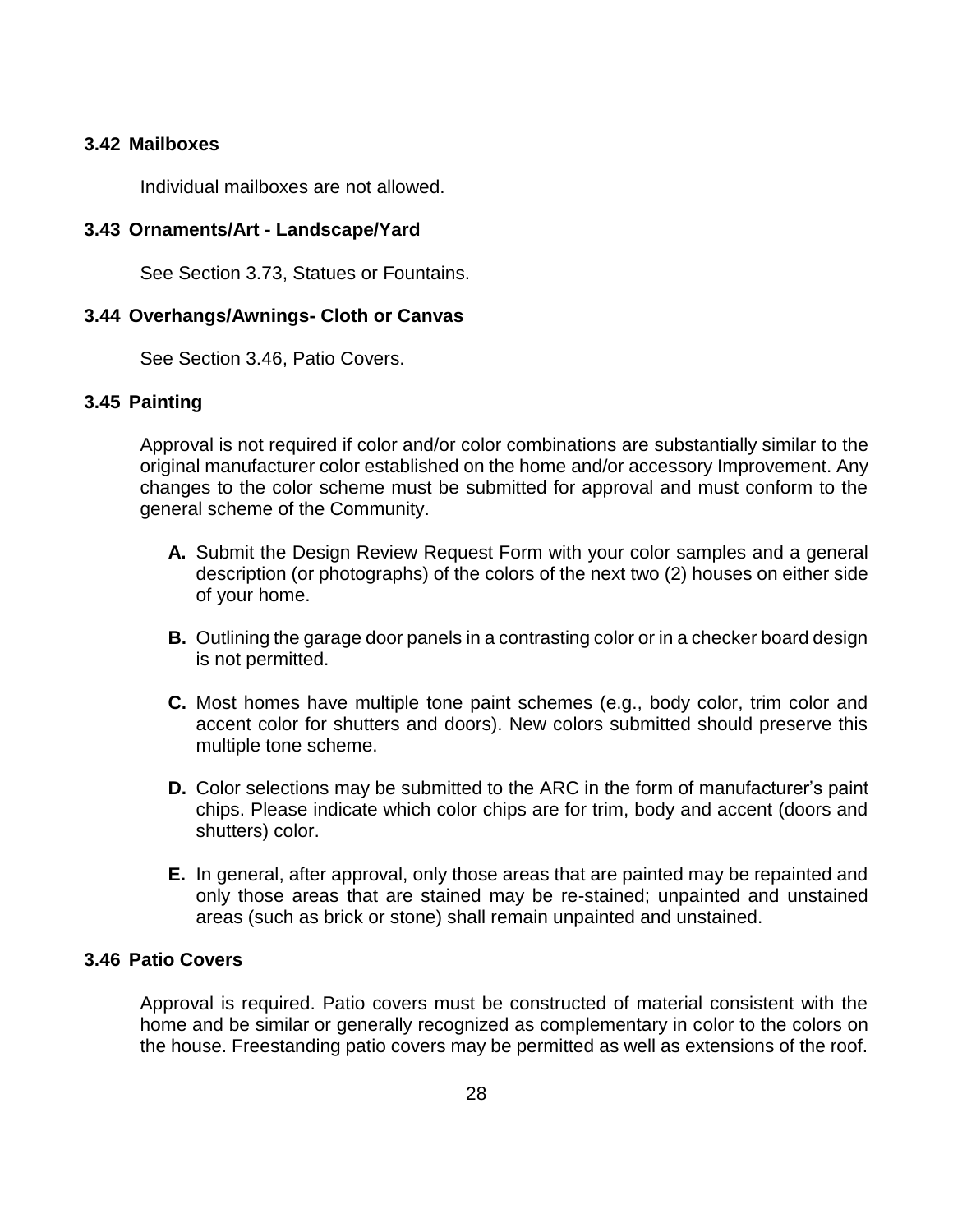### 3.42 Mailboxes

Individual mailboxes are not allowed.

### 3.43 Ornaments/Art - Landscape/Yard

See Section 3.73, Statues or Fountains.

### 3.44 Overhangs/Awnings- Cloth or Canvas

See Section 3.46, Patio Covers.

### 3.45 Painting

Approval is not required if color and/or color combinations are substantially similar to the original manufacturer color established on the home and/or accessory Improvement. Any changes to the color scheme must be submitted for approval and must conform to the general scheme of the Community.

- **A.** Submit the Design Review Request Form with your color samples and a general description (or photographs) of the colors of the next two (2) houses on either side of your home.
- **B.** Outlining the garage door panels in a contrasting color or in a checker board design is not permitted.
- **C.** Most homes have multiple tone paint schemes (e.g., body color, trim color and accent color for shutters and doors). New colors submitted should preserve this multiple tone scheme.
- **D.** Color selections may be submitted to the ARC in the form of manufacturer's paint chips. Please indicate which color chips are for trim, body and accent (doors and shutters) color.
- **E.** In general, after approval, only those areas that are painted may be repainted and only those areas that are stained may be re-stained; unpainted and unstained areas (such as brick or stone) shall remain unpainted and unstained.

### 3.46 Patio Covers

Approval is required. Patio covers must be constructed of material consistent with the home and be similar or generally recognized as complementary in color to the colors on the house. Freestanding patio covers may be permitted as well as extensions of the roof.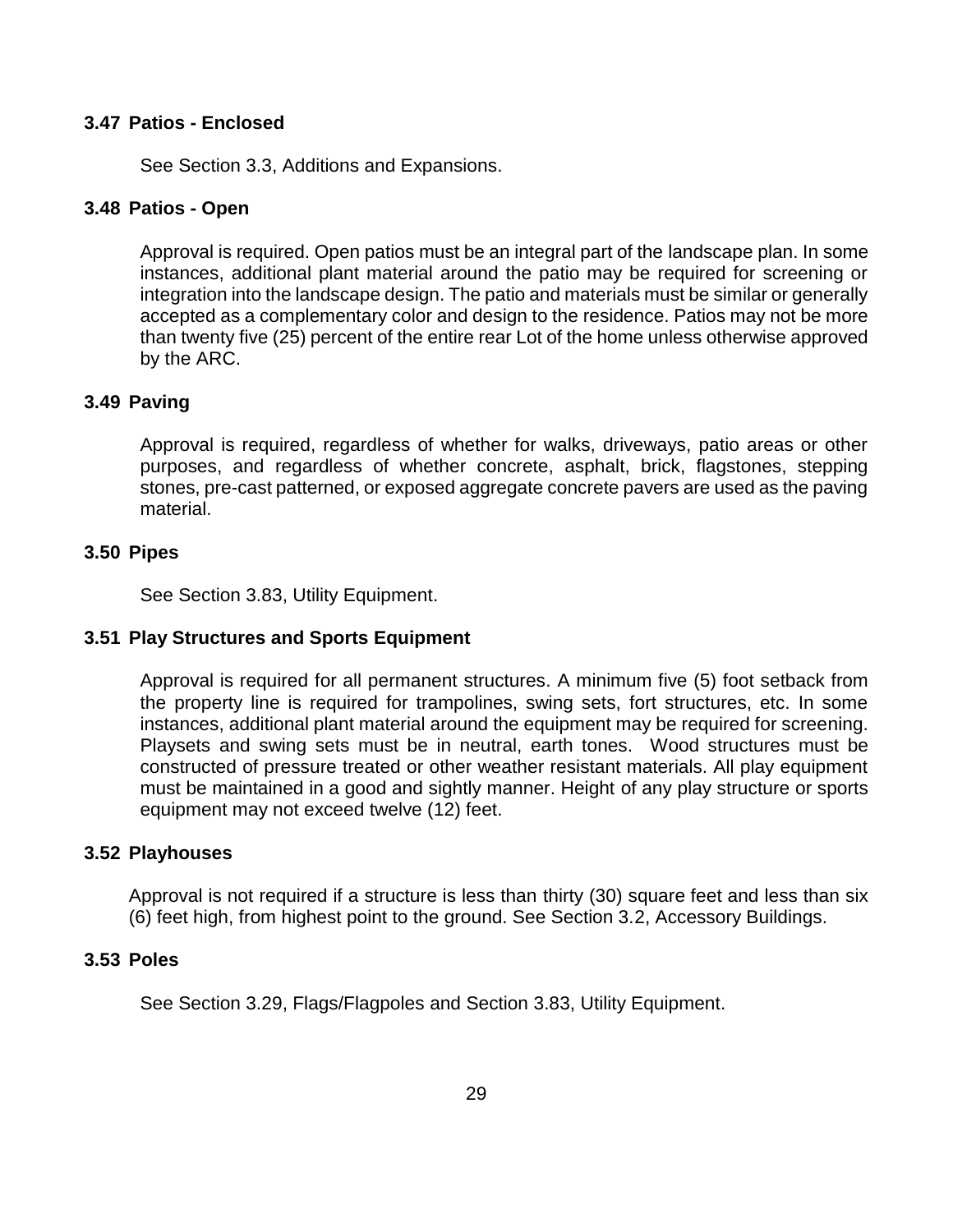### 3.47 Patios - Enclosed

See Section 3.3, Additions and Expansions.

### 3.48 Patios - Open

Approval is required. Open patios must be an integral part of the landscape plan. In some instances, additional plant material around the patio may be required for screening or integration into the landscape design. The patio and materials must be similar or generally accepted as a complementary color and design to the residence. Patios may not be more than twenty five (25) percent of the entire rear Lot of the home unless otherwise approved by the ARC.

### 3.49 Paving

Approval is required, regardless of whether for walks, driveways, patio areas or other purposes, and regardless of whether concrete, asphalt, brick, flagstones, stepping stones, pre-cast patterned, or exposed aggregate concrete pavers are used as the paving material.

### 3.50 Pipes

See Section 3.83, Utility Equipment.

### 3.51 Play Structures and Sports Equipment

Approval is required for all permanent structures. A minimum five (5) foot setback from the property line is required for trampolines, swing sets, fort structures, etc. In some instances, additional plant material around the equipment may be required for screening. Playsets and swing sets must be in neutral, earth tones. Wood structures must be constructed of pressure treated or other weather resistant materials. All play equipment must be maintained in a good and sightly manner. Height of any play structure or sports equipment may not exceed twelve (12) feet.

### 3.52 Playhouses

Approval is not required if a structure is less than thirty (30) square feet and less than six (6) feet high, from highest point to the ground. See Section 3.2, Accessory Buildings.

### 3.53 Poles

See Section 3.29, Flags/Flagpoles and Section 3.83, Utility Equipment.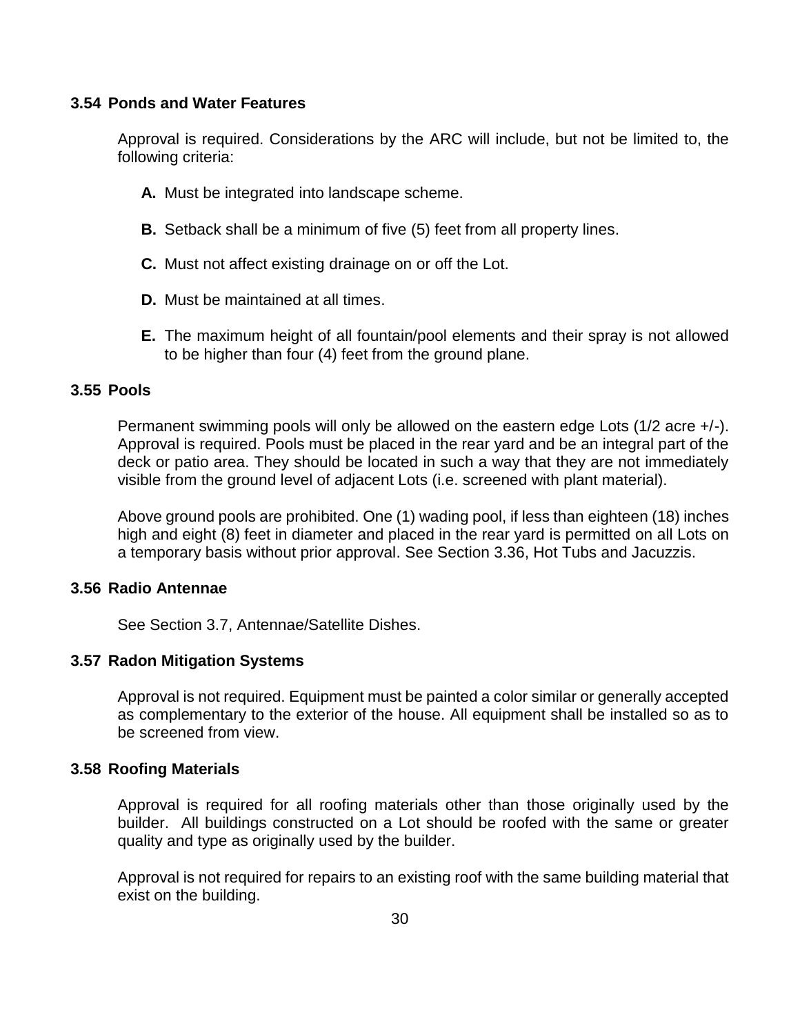### 3.54 Ponds and Water Features

Approval is required. Considerations by the ARC will include, but not be limited to, the following criteria:

- **A.** Must be integrated into landscape scheme.
- **B.** Setback shall be a minimum of five (5) feet from all property lines.
- **C.** Must not affect existing drainage on or off the Lot.
- **D.** Must be maintained at all times.
- **E.** The maximum height of all fountain/pool elements and their spray is not allowed to be higher than four (4) feet from the ground plane.

### 3.55 Pools

Permanent swimming pools will only be allowed on the eastern edge Lots (1/2 acre +/-). Approval is required. Pools must be placed in the rear yard and be an integral part of the deck or patio area. They should be located in such a way that they are not immediately visible from the ground level of adjacent Lots (i.e. screened with plant material).

Above ground pools are prohibited. One (1) wading pool, if less than eighteen (18) inches high and eight (8) feet in diameter and placed in the rear yard is permitted on all Lots on a temporary basis without prior approval. See Section 3.36, Hot Tubs and Jacuzzis.

### 3.56 Radio Antennae

See Section 3.7, Antennae/Satellite Dishes.

### 3.57 Radon Mitigation Systems

Approval is not required. Equipment must be painted a color similar or generally accepted as complementary to the exterior of the house. All equipment shall be installed so as to be screened from view.

### 3.58 Roofing Materials

Approval is required for all roofing materials other than those originally used by the builder. All buildings constructed on a Lot should be roofed with the same or greater quality and type as originally used by the builder.

Approval is not required for repairs to an existing roof with the same building material that exist on the building.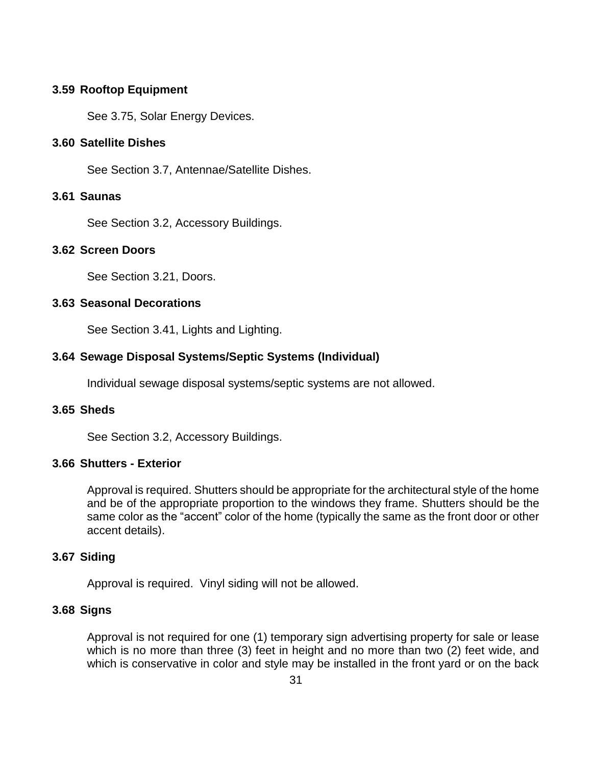### 3.59 Rooftop Equipment

See 3.75, Solar Energy Devices.

### 3.60 Satellite Dishes

See Section 3.7, Antennae/Satellite Dishes.

### 3.61 Saunas

See Section 3.2, Accessory Buildings.

### 3.62 Screen Doors

See Section 3.21, Doors.

### 3.63 Seasonal Decorations

See Section 3.41, Lights and Lighting.

### 3.64 Sewage Disposal Systems/Septic Systems (Individual)

Individual sewage disposal systems/septic systems are not allowed.

### 3.65 Sheds

See Section 3.2, Accessory Buildings.

### 3.66 Shutters - Exterior

Approval is required. Shutters should be appropriate for the architectural style of the home and be of the appropriate proportion to the windows they frame. Shutters should be the same color as the "accent" color of the home (typically the same as the front door or other accent details).

### 3.67 Siding

Approval is required. Vinyl siding will not be allowed.

### 3.68 Signs

Approval is not required for one (1) temporary sign advertising property for sale or lease which is no more than three (3) feet in height and no more than two (2) feet wide, and which is conservative in color and style may be installed in the front yard or on the back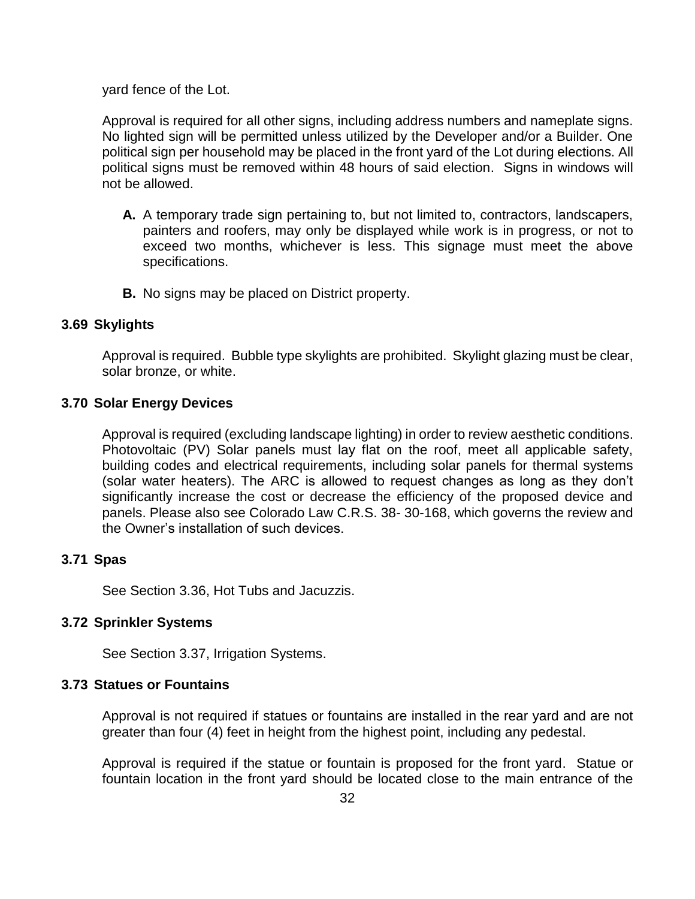yard fence of the Lot.

Approval is required for all other signs, including address numbers and nameplate signs. No lighted sign will be permitted unless utilized by the Developer and/or a Builder. One political sign per household may be placed in the front yard of the Lot during elections. All political signs must be removed within 48 hours of said election. Signs in windows will not be allowed.

- **A.** A temporary trade sign pertaining to, but not limited to, contractors, landscapers, painters and roofers, may only be displayed while work is in progress, or not to exceed two months, whichever is less. This signage must meet the above specifications.
- **B.** No signs may be placed on District property.

### 3.69 Skylights

Approval is required. Bubble type skylights are prohibited. Skylight glazing must be clear, solar bronze, or white.

### 3.70 Solar Energy Devices

Approval is required (excluding landscape lighting) in order to review aesthetic conditions. Photovoltaic (PV) Solar panels must lay flat on the roof, meet all applicable safety, building codes and electrical requirements, including solar panels for thermal systems (solar water heaters). The ARC is allowed to request changes as long as they don't significantly increase the cost or decrease the efficiency of the proposed device and panels. Please also see Colorado Law C.R.S. 38- 30-168, which governs the review and the Owner's installation of such devices.

### 3.71 Spas

See Section 3.36, Hot Tubs and Jacuzzis.

### 3.72 Sprinkler Systems

See Section 3.37, Irrigation Systems.

### 3.73 Statues or Fountains

Approval is not required if statues or fountains are installed in the rear yard and are not greater than four (4) feet in height from the highest point, including any pedestal.

Approval is required if the statue or fountain is proposed for the front yard. Statue or fountain location in the front yard should be located close to the main entrance of the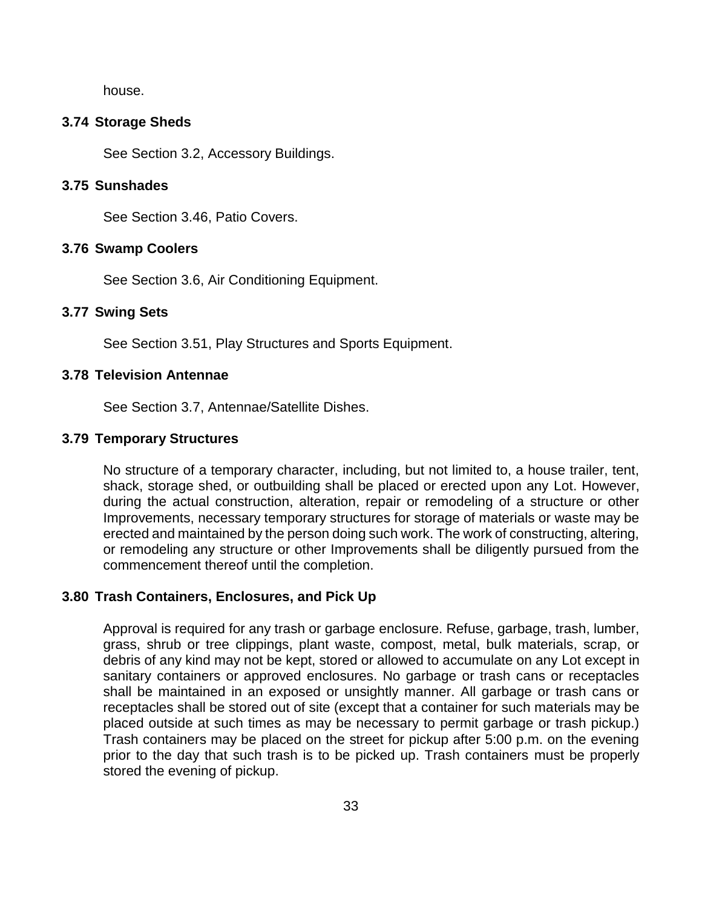house.

### 3.74 Storage Sheds

See Section 3.2, Accessory Buildings.

### 3.75 Sunshades

See Section 3.46, Patio Covers.

### 3.76 Swamp Coolers

See Section 3.6, Air Conditioning Equipment.

### 3.77 Swing Sets

See Section 3.51, Play Structures and Sports Equipment.

### 3.78 Television Antennae

See Section 3.7, Antennae/Satellite Dishes.

### 3.79 Temporary Structures

No structure of a temporary character, including, but not limited to, a house trailer, tent, shack, storage shed, or outbuilding shall be placed or erected upon any Lot. However, during the actual construction, alteration, repair or remodeling of a structure or other Improvements, necessary temporary structures for storage of materials or waste may be erected and maintained by the person doing such work. The work of constructing, altering, or remodeling any structure or other Improvements shall be diligently pursued from the commencement thereof until the completion.

### 3.80 Trash Containers, Enclosures, and Pick Up

Approval is required for any trash or garbage enclosure. Refuse, garbage, trash, lumber, grass, shrub or tree clippings, plant waste, compost, metal, bulk materials, scrap, or debris of any kind may not be kept, stored or allowed to accumulate on any Lot except in sanitary containers or approved enclosures. No garbage or trash cans or receptacles shall be maintained in an exposed or unsightly manner. All garbage or trash cans or receptacles shall be stored out of site (except that a container for such materials may be placed outside at such times as may be necessary to permit garbage or trash pickup.) Trash containers may be placed on the street for pickup after 5:00 p.m. on the evening prior to the day that such trash is to be picked up. Trash containers must be properly stored the evening of pickup.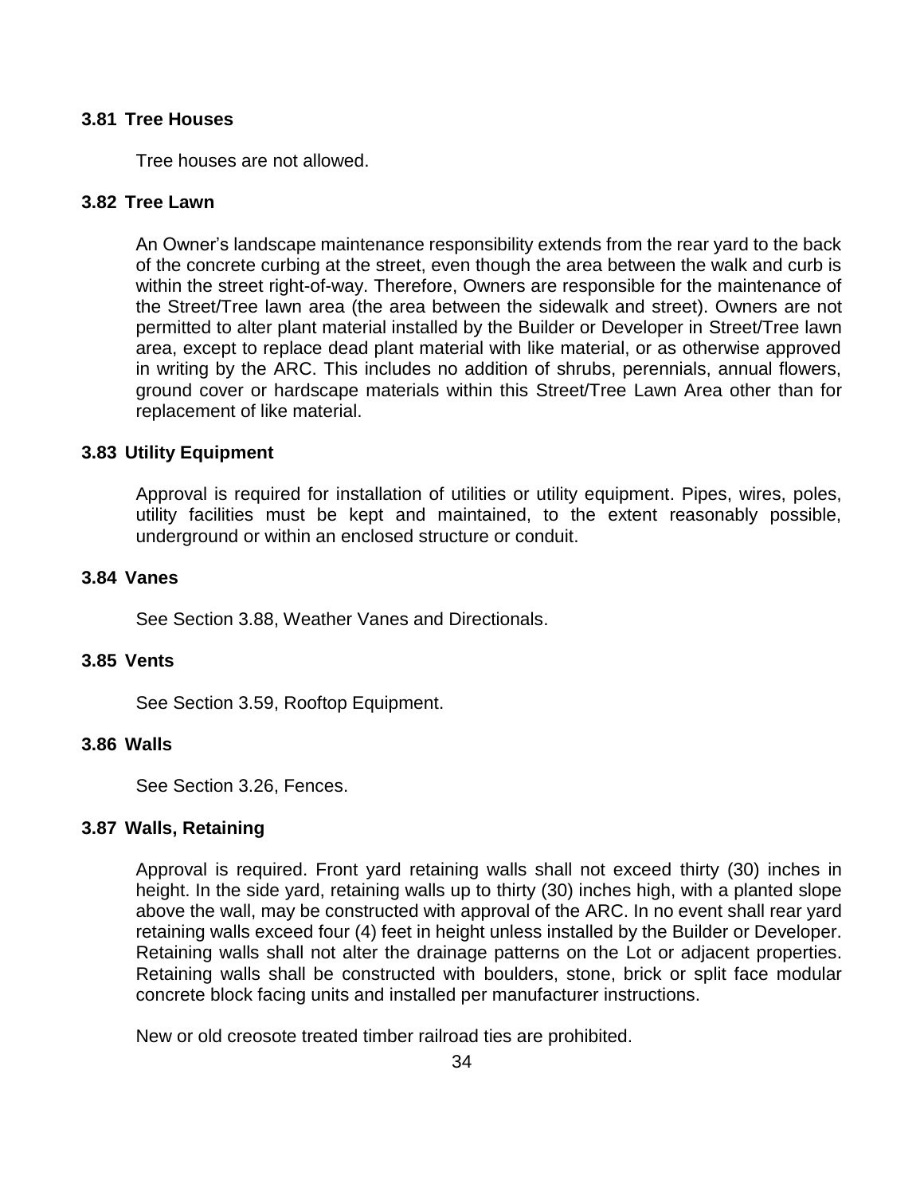### 3.81 Tree Houses

Tree houses are not allowed.

### 3.82 Tree Lawn

An Owner's landscape maintenance responsibility extends from the rear yard to the back of the concrete curbing at the street, even though the area between the walk and curb is within the street right-of-way. Therefore, Owners are responsible for the maintenance of the Street/Tree lawn area (the area between the sidewalk and street). Owners are not permitted to alter plant material installed by the Builder or Developer in Street/Tree lawn area, except to replace dead plant material with like material, or as otherwise approved in writing by the ARC. This includes no addition of shrubs, perennials, annual flowers, ground cover or hardscape materials within this Street/Tree Lawn Area other than for replacement of like material.

### 3.83 Utility Equipment

Approval is required for installation of utilities or utility equipment. Pipes, wires, poles, utility facilities must be kept and maintained, to the extent reasonably possible, underground or within an enclosed structure or conduit.

### 3.84 Vanes

See Section 3.88, Weather Vanes and Directionals.

### 3.85 Vents

See Section 3.59, Rooftop Equipment.

### 3.86 Walls

See Section 3.26, Fences.

### 3.87 Walls, Retaining

Approval is required. Front yard retaining walls shall not exceed thirty (30) inches in height. In the side yard, retaining walls up to thirty (30) inches high, with a planted slope above the wall, may be constructed with approval of the ARC. In no event shall rear yard retaining walls exceed four (4) feet in height unless installed by the Builder or Developer. Retaining walls shall not alter the drainage patterns on the Lot or adjacent properties. Retaining walls shall be constructed with boulders, stone, brick or split face modular concrete block facing units and installed per manufacturer instructions.

New or old creosote treated timber railroad ties are prohibited.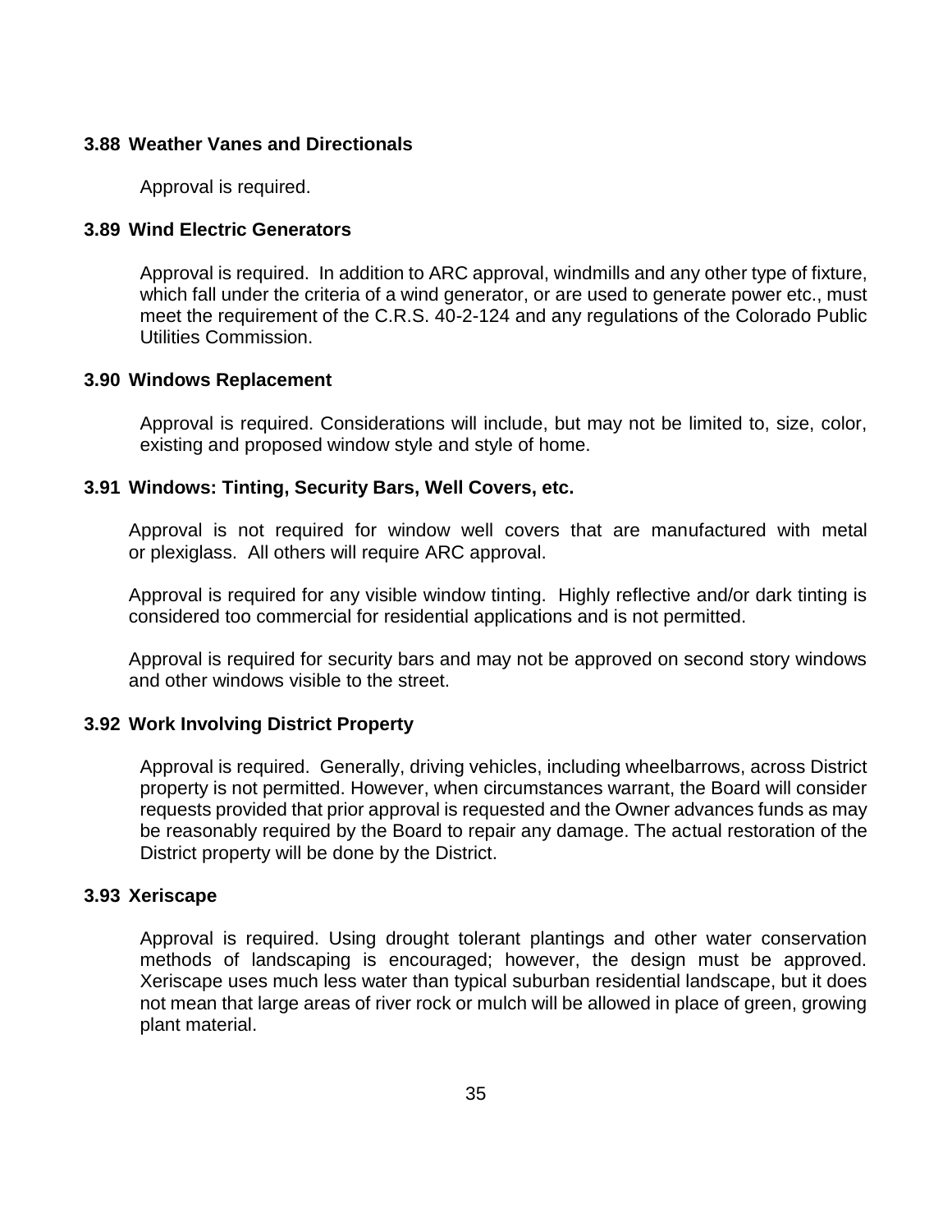### 3.88 Weather Vanes and Directionals

Approval is required.

### 3.89 Wind Electric Generators

Approval is required. In addition to ARC approval, windmills and any other type of fixture, which fall under the criteria of a wind generator, or are used to generate power etc., must meet the requirement of the C.R.S. 40-2-124 and any regulations of the Colorado Public Utilities Commission.

### 3.90 Windows Replacement

Approval is required. Considerations will include, but may not be limited to, size, color, existing and proposed window style and style of home.

### 3.91 Windows: Tinting, Security Bars, Well Covers, etc.

Approval is not required for window well covers that are manufactured with metal or plexiglass. All others will require ARC approval.

Approval is required for any visible window tinting. Highly reflective and/or dark tinting is considered too commercial for residential applications and is not permitted.

Approval is required for security bars and may not be approved on second story windows and other windows visible to the street.

### 3.92 Work Involving District Property

Approval is required. Generally, driving vehicles, including wheelbarrows, across District property is not permitted. However, when circumstances warrant, the Board will consider requests provided that prior approval is requested and the Owner advances funds as may be reasonably required by the Board to repair any damage. The actual restoration of the District property will be done by the District.

### 3.93 Xeriscape

Approval is required. Using drought tolerant plantings and other water conservation methods of landscaping is encouraged; however, the design must be approved. Xeriscape uses much less water than typical suburban residential landscape, but it does not mean that large areas of river rock or mulch will be allowed in place of green, growing plant material.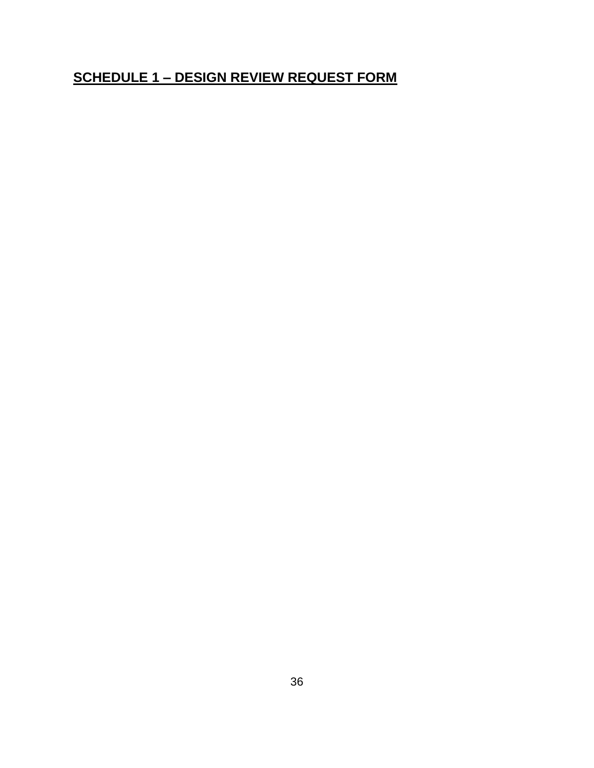## SCHEDULE 1 – DESIGN REVIEW REQUEST FORM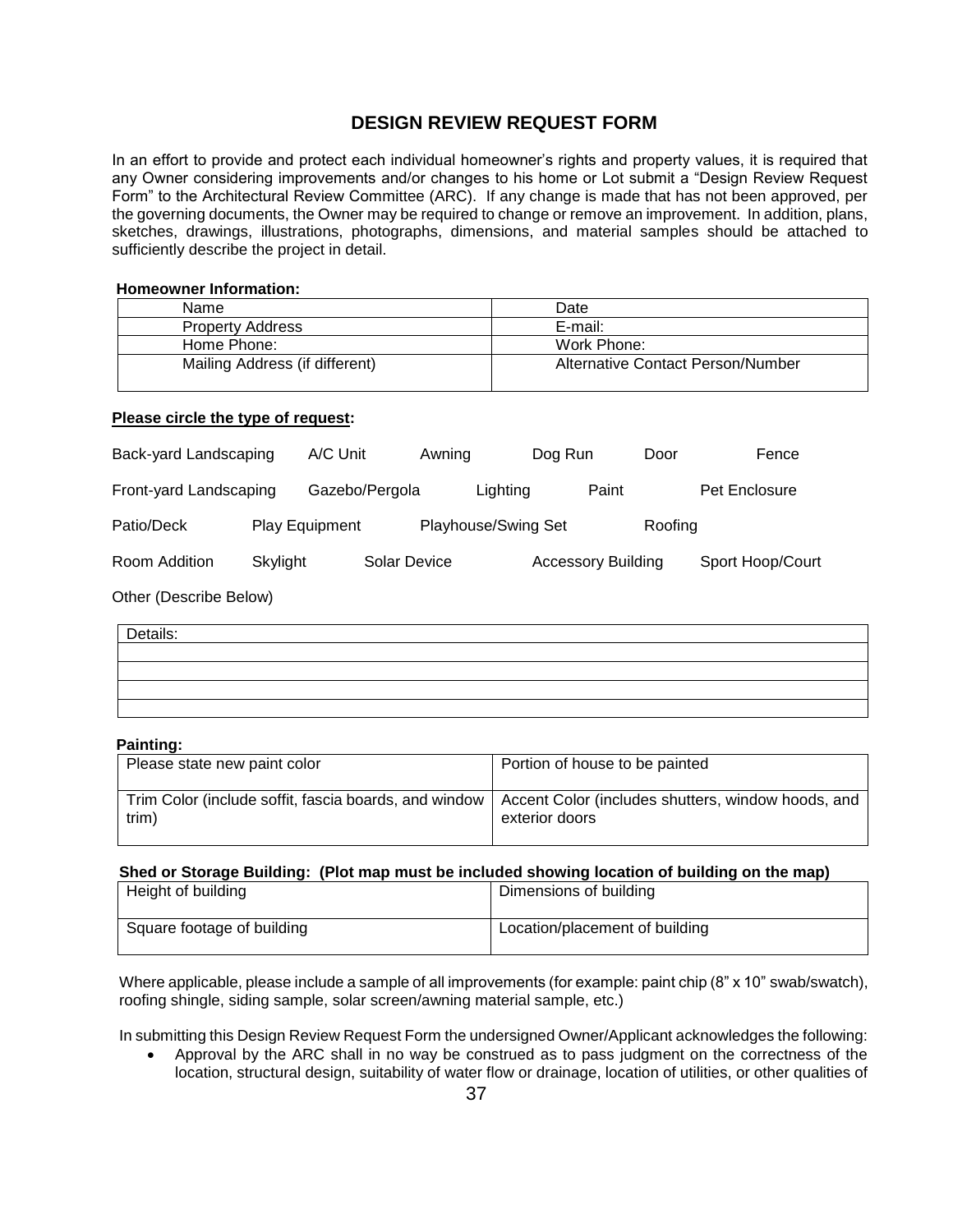## DESIGN REVIEW REQUEST FORM

In an effort to provide and protect each individual homeowner's rights and property values, it is required that any Owner considering improvements and/or changes to his home or Lot submit a "Design Review Request Form" to the Architectural Review Committee (ARC). If any change is made that has not been approved, per the governing documents, the Owner may be required to change or remove an improvement. In addition, plans, sketches, drawings, illustrations, photographs, dimensions, and material samples should be attached to sufficiently describe the project in detail.

**Homeowner Information:**

| | |
|---|---|
| Name | Date |
| Property Address | E-mail: |
| Home Phone: | Work Phone: |
| Mailing Address (if different) | Alternative Contact Person/Number |

**Please circle the type of request:**

| | | | | | |
|---|---|---|---|---|---|
| Back-yard Landscaping | A/C Unit | Awning | Dog Run | Door | Fence |
| Front-yard Landscaping | Gazebo/Pergola | Lighting | Paint | Pet Enclosure | |
| Patio/Deck | Play Equipment | Playhouse/Swing Set | Roofing | | |
| Room Addition | Skylight | Solar Device | Accessory Building | Sport Hoop/Court | |

Other (Describe Below)

| Details: |
|---|
| |
| |
| |
| |

**Painting:**

| | |
|---|---|
| Please state new paint color | Portion of house to be painted |
| Trim Color (include soffit, fascia boards, and window trim) | Accent Color (includes shutters, window hoods, and exterior doors |

**Shed or Storage Building: (Plot map must be included showing location of building on the map)**

| | |
|---|---|
| Height of building | Dimensions of building |
| Square footage of building | Location/placement of building |

Where applicable, please include a sample of all improvements (for example: paint chip (8" x 10" swab/swatch), roofing shingle, siding sample, solar screen/awning material sample, etc.)

In submitting this Design Review Request Form the undersigned Owner/Applicant acknowledges the following:

- Approval by the ARC shall in no way be construed as to pass judgment on the correctness of the location, structural design, suitability of water flow or drainage, location of utilities, or other qualities of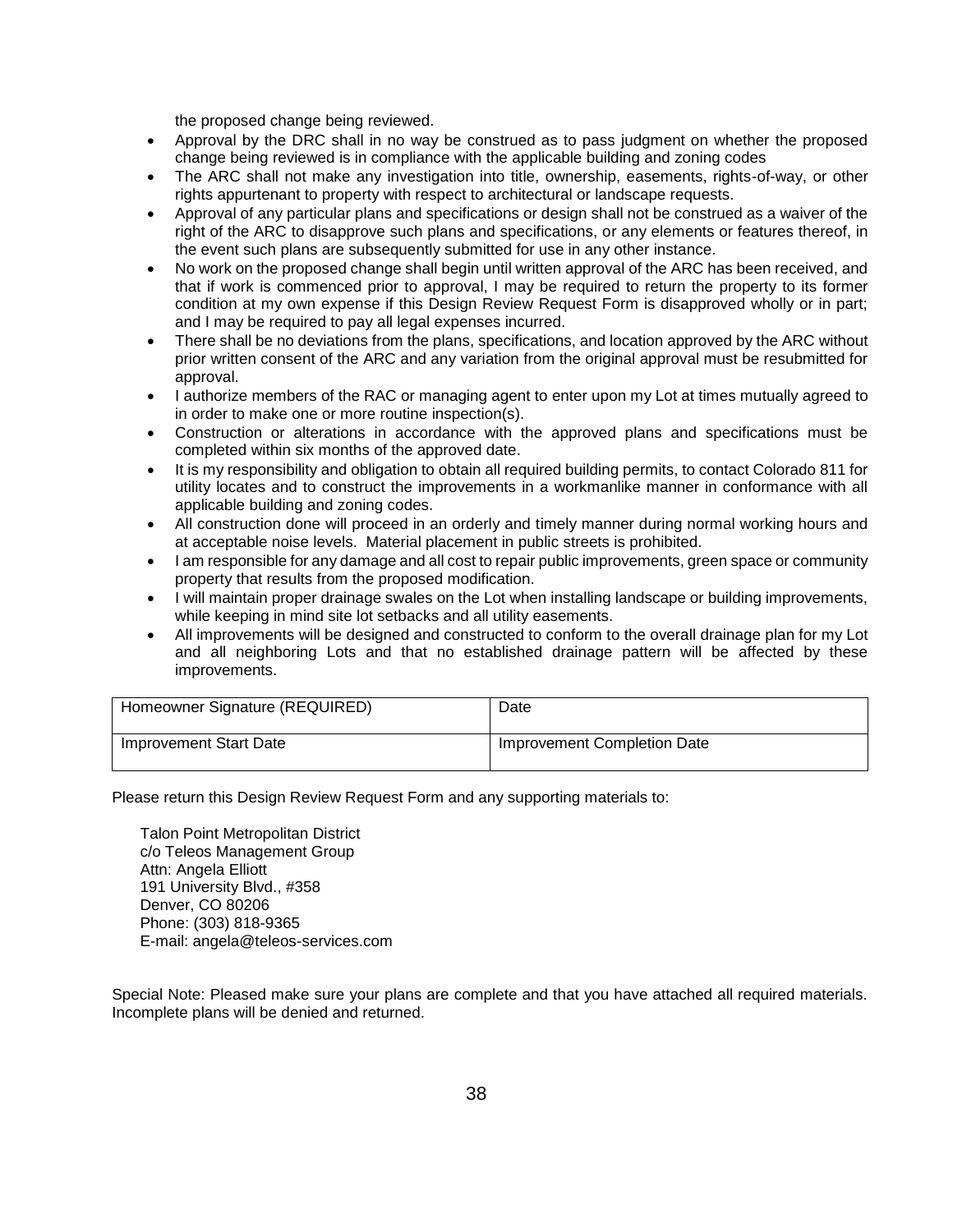the proposed change being reviewed.

- Approval by the DRC shall in no way be construed as to pass judgment on whether the proposed change being reviewed is in compliance with the applicable building and zoning codes
- The ARC shall not make any investigation into title, ownership, easements, rights-of-way, or other rights appurtenant to property with respect to architectural or landscape requests.
- Approval of any particular plans and specifications or design shall not be construed as a waiver of the right of the ARC to disapprove such plans and specifications, or any elements or features thereof, in the event such plans are subsequently submitted for use in any other instance.
- No work on the proposed change shall begin until written approval of the ARC has been received, and that if work is commenced prior to approval, I may be required to return the property to its former condition at my own expense if this Design Review Request Form is disapproved wholly or in part; and I may be required to pay all legal expenses incurred.
- There shall be no deviations from the plans, specifications, and location approved by the ARC without prior written consent of the ARC and any variation from the original approval must be resubmitted for approval.
- I authorize members of the RAC or managing agent to enter upon my Lot at times mutually agreed to in order to make one or more routine inspection(s).
- Construction or alterations in accordance with the approved plans and specifications must be completed within six months of the approved date.
- It is my responsibility and obligation to obtain all required building permits, to contact Colorado 811 for utility locates and to construct the improvements in a workmanlike manner in conformance with all applicable building and zoning codes.
- All construction done will proceed in an orderly and timely manner during normal working hours and at acceptable noise levels. Material placement in public streets is prohibited.
- I am responsible for any damage and all cost to repair public improvements, green space or community property that results from the proposed modification.
- I will maintain proper drainage swales on the Lot when installing landscape or building improvements, while keeping in mind site lot setbacks and all utility easements.
- All improvements will be designed and constructed to conform to the overall drainage plan for my Lot and all neighboring Lots and that no established drainage pattern will be affected by these improvements.

| Homeowner Signature (REQUIRED) | Date |
|---|---|
| Improvement Start Date | Improvement Completion Date |

Please return this Design Review Request Form and any supporting materials to:

Talon Point Metropolitan District
c/o Teleos Management Group
Attn: Angela Elliott
191 University Blvd., #358
Denver, CO 80206
Phone: (303) 818-9365
E-mail: angela@teleos-services.com

Special Note: Pleased make sure your plans are complete and that you have attached all required materials. Incomplete plans will be denied and returned.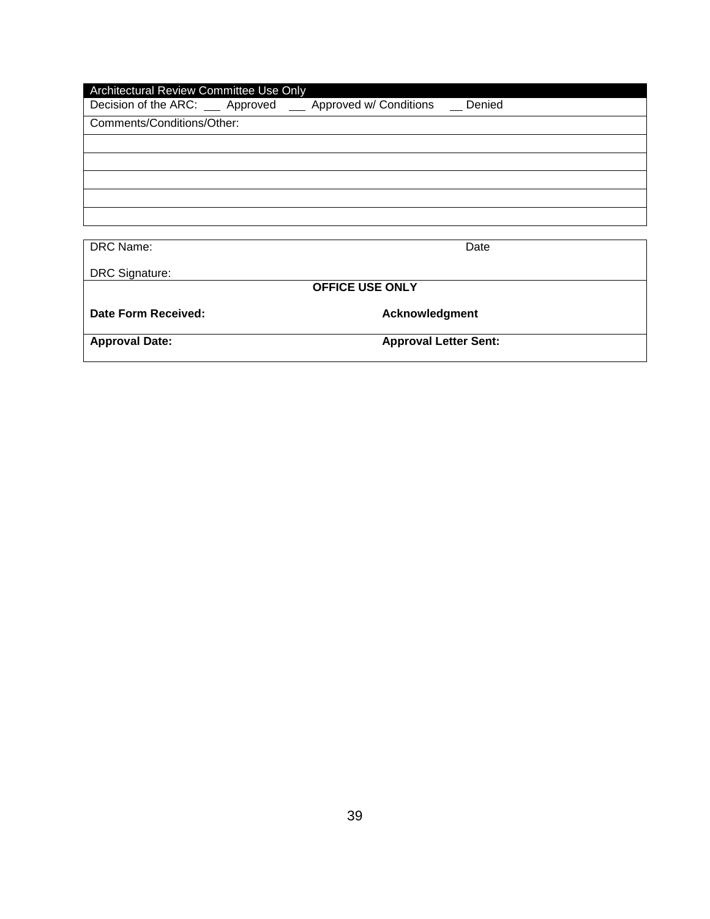| Architectural Review Committee Use Only |
|---|
| Decision of the ARC: ___ Approved ___ Approved w/ Conditions __ Denied |
| Comments/Conditions/Other: |
| |
| |
| |
| |
| |

| | |
|---|---|
| DRC Name: | Date |
| DRC Signature: | |
| **OFFICE USE ONLY** | |
| **Date Form Received:** | **Acknowledgment** |
| **Approval Date:** | **Approval Letter Sent:** |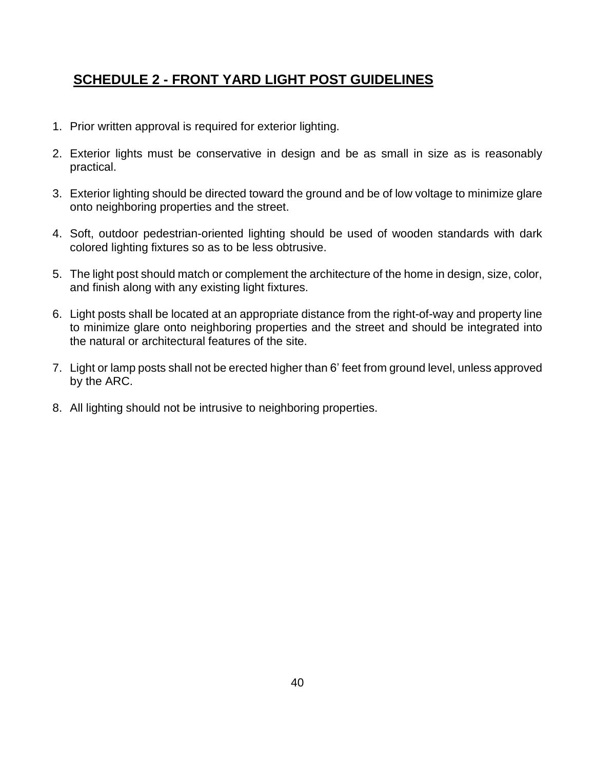## SCHEDULE 2 - FRONT YARD LIGHT POST GUIDELINES

1. Prior written approval is required for exterior lighting.
2. Exterior lights must be conservative in design and be as small in size as is reasonably practical.
3. Exterior lighting should be directed toward the ground and be of low voltage to minimize glare onto neighboring properties and the street.
4. Soft, outdoor pedestrian-oriented lighting should be used of wooden standards with dark colored lighting fixtures so as to be less obtrusive.
5. The light post should match or complement the architecture of the home in design, size, color, and finish along with any existing light fixtures.
6. Light posts shall be located at an appropriate distance from the right-of-way and property line to minimize glare onto neighboring properties and the street and should be integrated into the natural or architectural features of the site.
7. Light or lamp posts shall not be erected higher than 6' feet from ground level, unless approved by the ARC.
8. All lighting should not be intrusive to neighboring properties.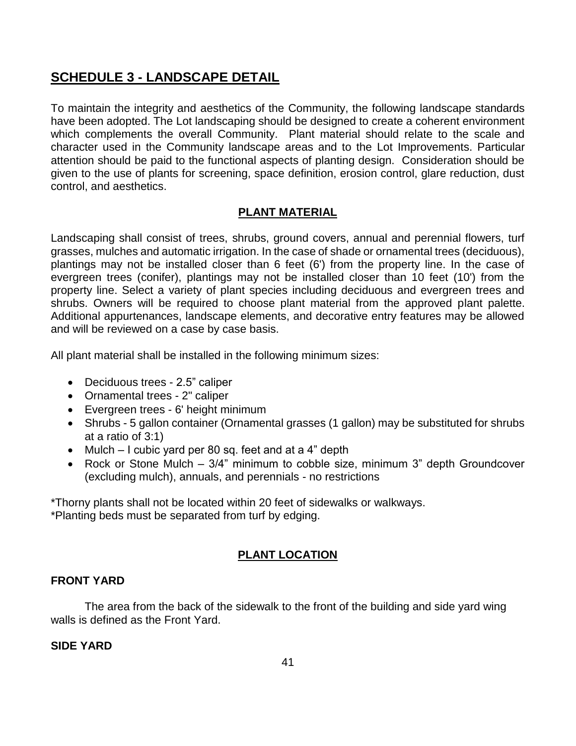## SCHEDULE 3 - LANDSCAPE DETAIL

To maintain the integrity and aesthetics of the Community, the following landscape standards have been adopted. The Lot landscaping should be designed to create a coherent environment which complements the overall Community. Plant material should relate to the scale and character used in the Community landscape areas and to the Lot Improvements. Particular attention should be paid to the functional aspects of planting design. Consideration should be given to the use of plants for screening, space definition, erosion control, glare reduction, dust control, and aesthetics.

### PLANT MATERIAL

Landscaping shall consist of trees, shrubs, ground covers, annual and perennial flowers, turf grasses, mulches and automatic irrigation. In the case of shade or ornamental trees (deciduous), plantings may not be installed closer than 6 feet (6') from the property line. In the case of evergreen trees (conifer), plantings may not be installed closer than 10 feet (10') from the property line. Select a variety of plant species including deciduous and evergreen trees and shrubs. Owners will be required to choose plant material from the approved plant palette. Additional appurtenances, landscape elements, and decorative entry features may be allowed and will be reviewed on a case by case basis.

All plant material shall be installed in the following minimum sizes:

- Deciduous trees - 2.5" caliper
- Ornamental trees - 2" caliper
- Evergreen trees - 6' height minimum
- Shrubs - 5 gallon container (Ornamental grasses (1 gallon) may be substituted for shrubs at a ratio of 3:1)
- Mulch – I cubic yard per 80 sq. feet and at a 4" depth
- Rock or Stone Mulch – 3/4" minimum to cobble size, minimum 3" depth Groundcover (excluding mulch), annuals, and perennials - no restrictions

*Thorny plants shall not be located within 20 feet of sidewalks or walkways.
*Planting beds must be separated from turf by edging.

### PLANT LOCATION

**FRONT YARD**

The area from the back of the sidewalk to the front of the building and side yard wing walls is defined as the Front Yard.

**SIDE YARD**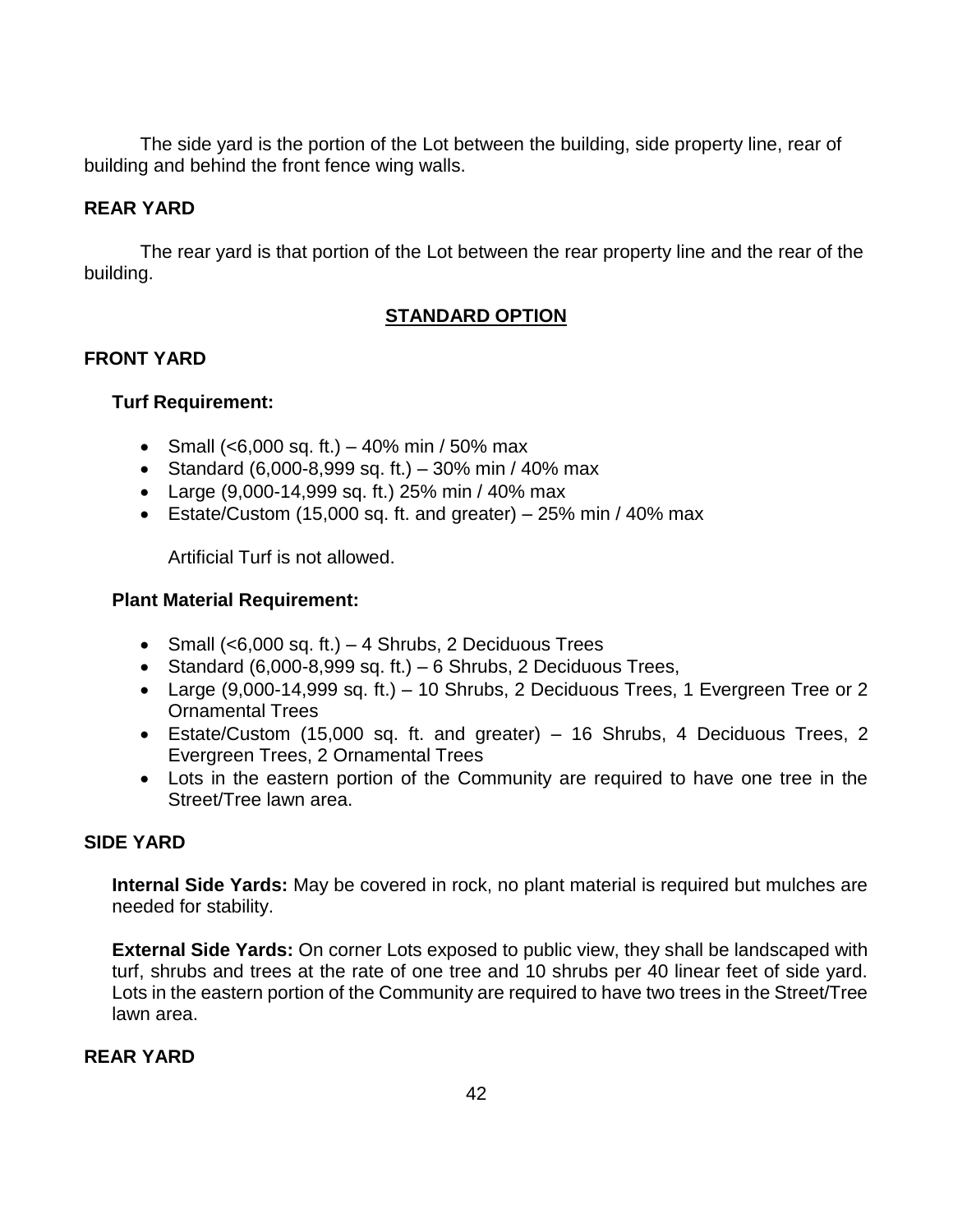The side yard is the portion of the Lot between the building, side property line, rear of building and behind the front fence wing walls.

## REAR YARD

The rear yard is that portion of the Lot between the rear property line and the rear of the building.

## STANDARD OPTION

## FRONT YARD

### Turf Requirement:

- Small (<6,000 sq. ft.) – 40% min / 50% max
- Standard (6,000-8,999 sq. ft.) – 30% min / 40% max
- Large (9,000-14,999 sq. ft.) 25% min / 40% max
- Estate/Custom (15,000 sq. ft. and greater) – 25% min / 40% max

  Artificial Turf is not allowed.

### Plant Material Requirement:

- Small (<6,000 sq. ft.) – 4 Shrubs, 2 Deciduous Trees
- Standard (6,000-8,999 sq. ft.) – 6 Shrubs, 2 Deciduous Trees,
- Large (9,000-14,999 sq. ft.) – 10 Shrubs, 2 Deciduous Trees, 1 Evergreen Tree or 2 Ornamental Trees
- Estate/Custom (15,000 sq. ft. and greater) – 16 Shrubs, 4 Deciduous Trees, 2 Evergreen Trees, 2 Ornamental Trees
- Lots in the eastern portion of the Community are required to have one tree in the Street/Tree lawn area.

## SIDE YARD

**Internal Side Yards:** May be covered in rock, no plant material is required but mulches are needed for stability.

**External Side Yards:** On corner Lots exposed to public view, they shall be landscaped with turf, shrubs and trees at the rate of one tree and 10 shrubs per 40 linear feet of side yard. Lots in the eastern portion of the Community are required to have two trees in the Street/Tree lawn area.

## REAR YARD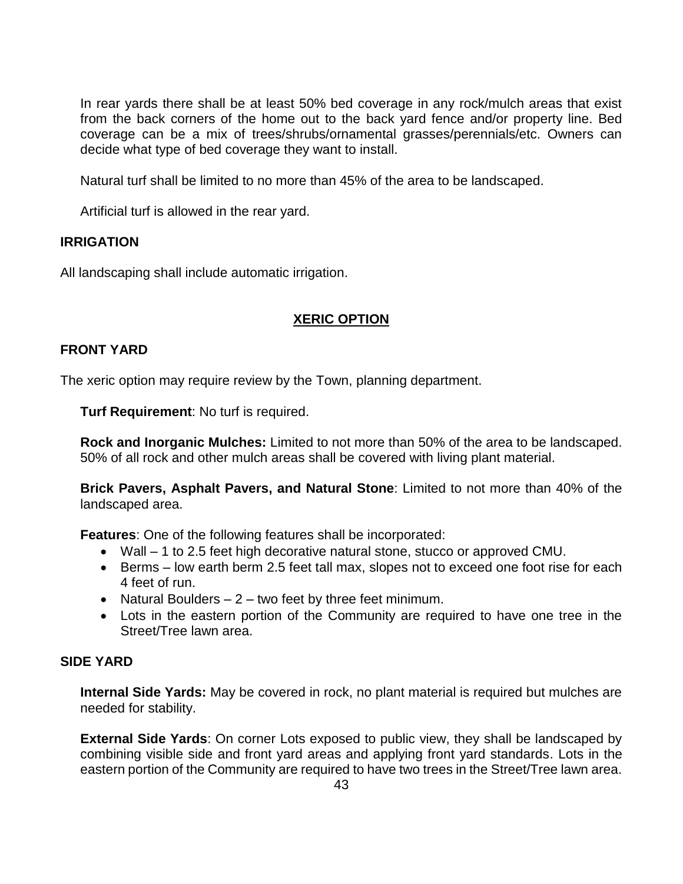In rear yards there shall be at least 50% bed coverage in any rock/mulch areas that exist from the back corners of the home out to the back yard fence and/or property line. Bed coverage can be a mix of trees/shrubs/ornamental grasses/perennials/etc. Owners can decide what type of bed coverage they want to install.

Natural turf shall be limited to no more than 45% of the area to be landscaped.

Artificial turf is allowed in the rear yard.

### IRRIGATION

All landscaping shall include automatic irrigation.

## XERIC OPTION

### FRONT YARD

The xeric option may require review by the Town, planning department.

**Turf Requirement**: No turf is required.

**Rock and Inorganic Mulches:** Limited to not more than 50% of the area to be landscaped. 50% of all rock and other mulch areas shall be covered with living plant material.

**Brick Pavers, Asphalt Pavers, and Natural Stone**: Limited to not more than 40% of the landscaped area.

**Features**: One of the following features shall be incorporated:

- Wall – 1 to 2.5 feet high decorative natural stone, stucco or approved CMU.
- Berms – low earth berm 2.5 feet tall max, slopes not to exceed one foot rise for each 4 feet of run.
- Natural Boulders – 2 – two feet by three feet minimum.
- Lots in the eastern portion of the Community are required to have one tree in the Street/Tree lawn area.

### SIDE YARD

**Internal Side Yards:** May be covered in rock, no plant material is required but mulches are needed for stability.

**External Side Yards**: On corner Lots exposed to public view, they shall be landscaped by combining visible side and front yard areas and applying front yard standards. Lots in the eastern portion of the Community are required to have two trees in the Street/Tree lawn area.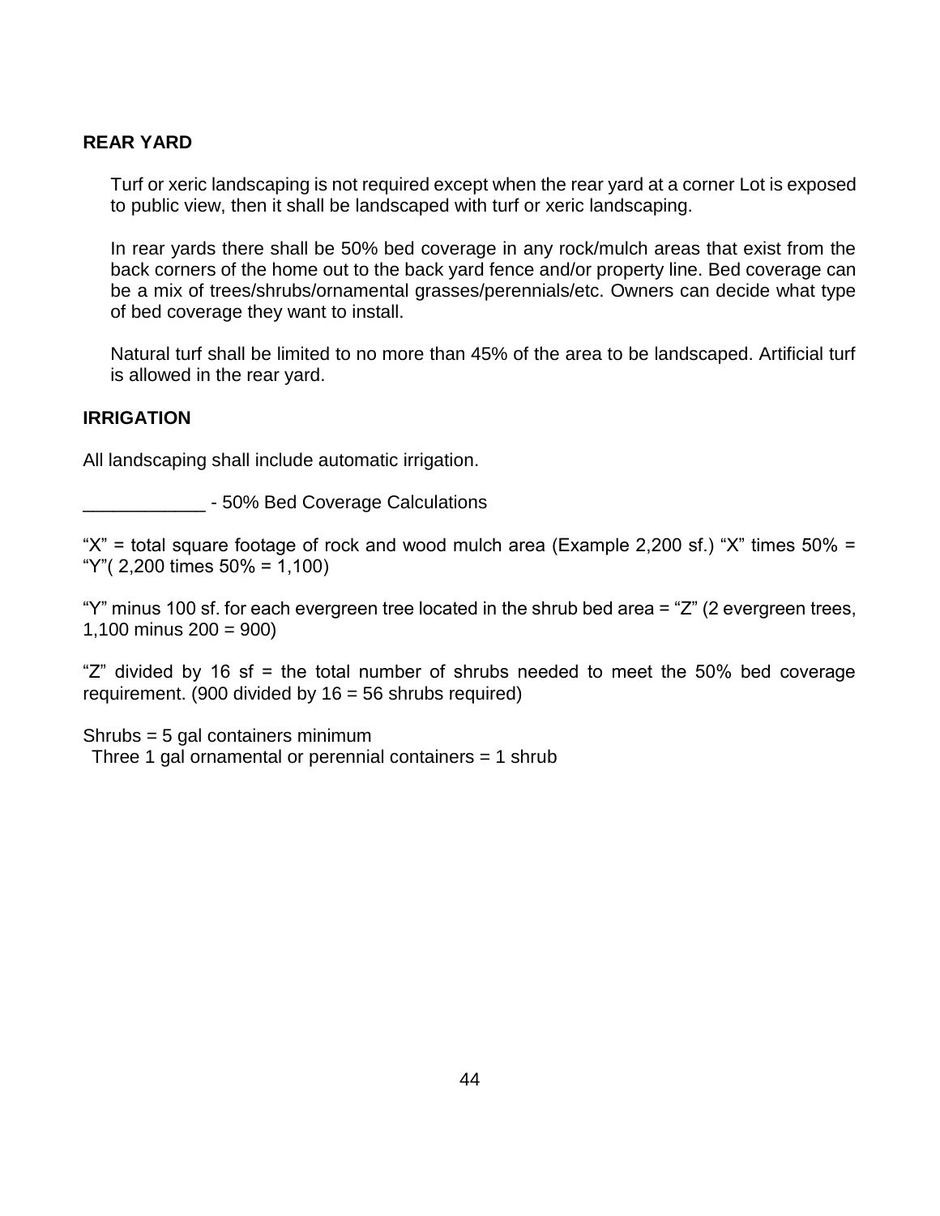**REAR YARD**

Turf or xeric landscaping is not required except when the rear yard at a corner Lot is exposed to public view, then it shall be landscaped with turf or xeric landscaping.

In rear yards there shall be 50% bed coverage in any rock/mulch areas that exist from the back corners of the home out to the back yard fence and/or property line. Bed coverage can be a mix of trees/shrubs/ornamental grasses/perennials/etc. Owners can decide what type of bed coverage they want to install.

Natural turf shall be limited to no more than 45% of the area to be landscaped. Artificial turf is allowed in the rear yard.

**IRRIGATION**

All landscaping shall include automatic irrigation.

____________ - 50% Bed Coverage Calculations

“X” = total square footage of rock and wood mulch area (Example 2,200 sf.) “X” times 50% = “Y”( 2,200 times 50% = 1,100)

“Y” minus 100 sf. for each evergreen tree located in the shrub bed area = “Z” (2 evergreen trees, 1,100 minus 200 = 900)

“Z” divided by 16 sf = the total number of shrubs needed to meet the 50% bed coverage requirement. (900 divided by 16 = 56 shrubs required)

Shrubs = 5 gal containers minimum
Three 1 gal ornamental or perennial containers = 1 shrub